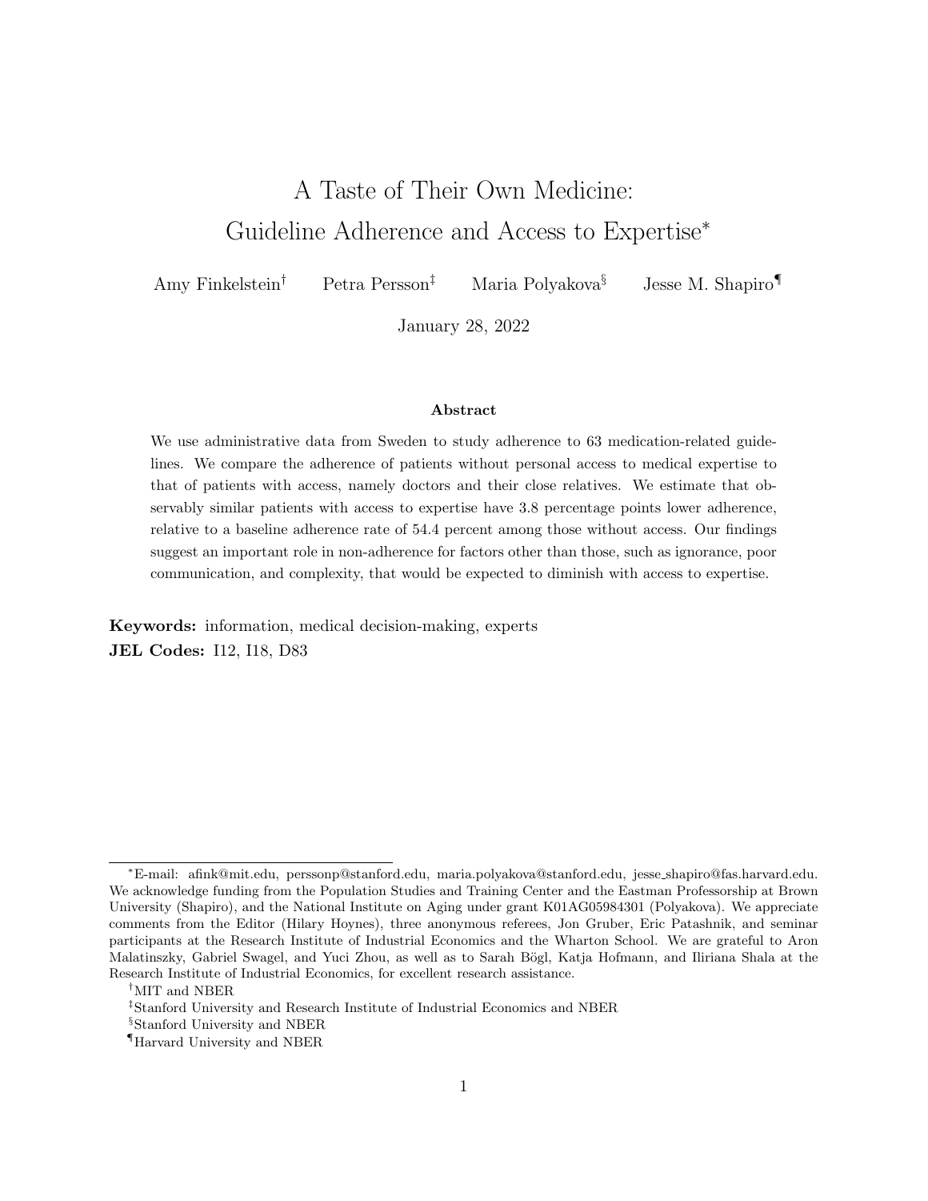# A Taste of Their Own Medicine: Guideline Adherence and Access to Expertise*

Amy Finkelstein[†] Petra Persson[‡] Maria Polyakova[§] Jesse M. Shapiro[¶]

January 28, 2022

**Abstract**

We use administrative data from Sweden to study adherence to 63 medication-related guidelines. We compare the adherence of patients without personal access to medical expertise to that of patients with access, namely doctors and their close relatives. We estimate that observably similar patients with access to expertise have 3.8 percentage points lower adherence, relative to a baseline adherence rate of 54.4 percent among those without access. Our findings suggest an important role in non-adherence for factors other than those, such as ignorance, poor communication, and complexity, that would be expected to diminish with access to expertise.

**Keywords:** information, medical decision-making, experts
**JEL Codes:** I12, I18, D83

---

*E-mail: afink@mit.edu, perssonp@stanford.edu, maria.polyakova@stanford.edu, jesse_shapiro@fas.harvard.edu. We acknowledge funding from the Population Studies and Training Center and the Eastman Professorship at Brown University (Shapiro), and the National Institute on Aging under grant K01AG05984301 (Polyakova). We appreciate comments from the Editor (Hilary Hoynes), three anonymous referees, Jon Gruber, Eric Patashnik, and seminar participants at the Research Institute of Industrial Economics and the Wharton School. We are grateful to Aron Malatinszky, Gabriel Swagel, and Yuci Zhou, as well as to Sarah Bögl, Katja Hofmann, and Iliriana Shala at the Research Institute of Industrial Economics, for excellent research assistance.

[†]MIT and NBER

[‡]Stanford University and Research Institute of Industrial Economics and NBER

[§]Stanford University and NBER

[¶]Harvard University and NBER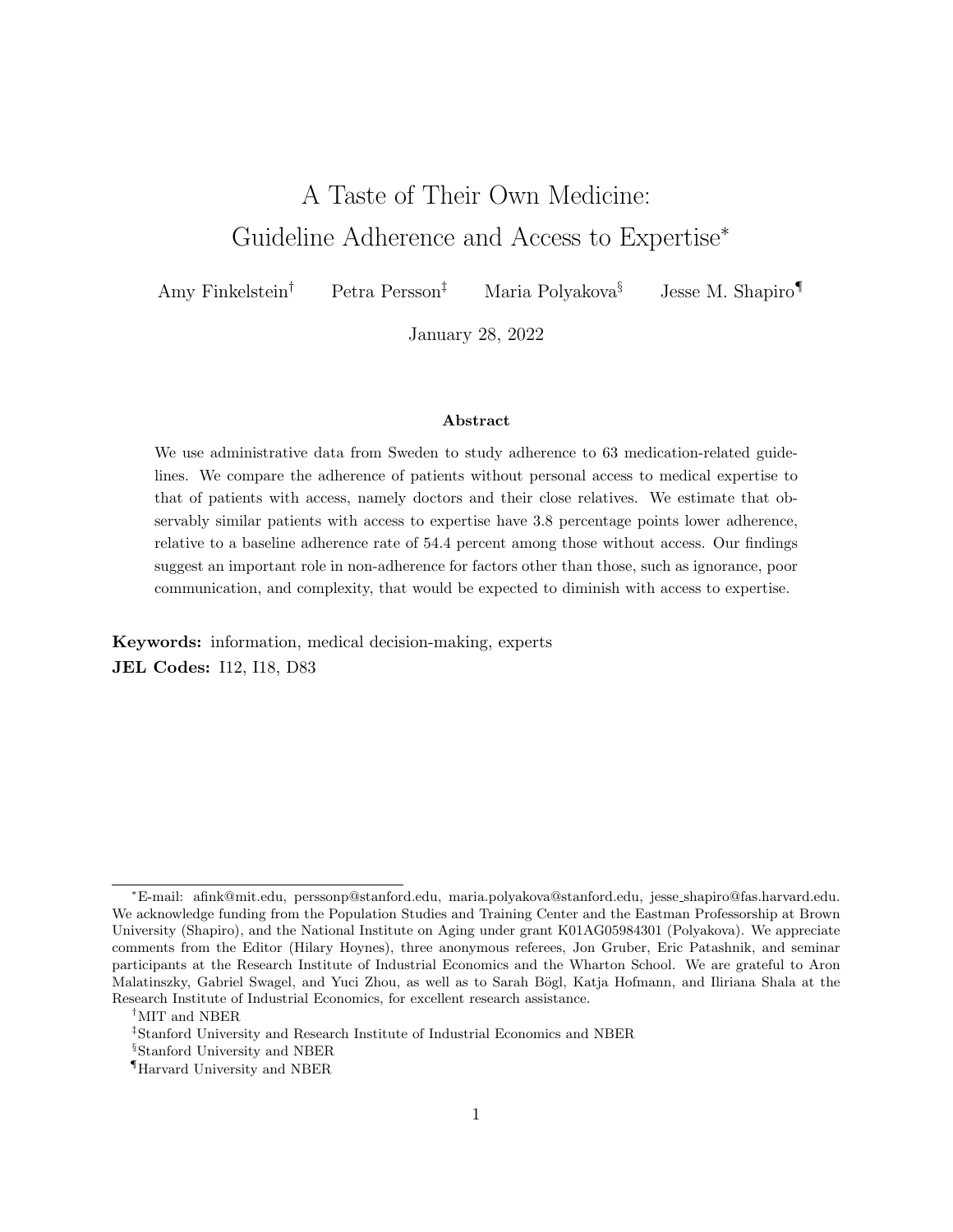# A Taste of Their Own Medicine: Guideline Adherence and Access to Expertise[*]

Amy Finkelstein[†] Petra Persson[‡] Maria Polyakova[§] Jesse M. Shapiro[¶]

January 28, 2022

**Abstract**

We use administrative data from Sweden to study adherence to 63 medication-related guidelines. We compare the adherence of patients without personal access to medical expertise to that of patients with access, namely doctors and their close relatives. We estimate that observably similar patients with access to expertise have 3.8 percentage points lower adherence, relative to a baseline adherence rate of 54.4 percent among those without access. Our findings suggest an important role in non-adherence for factors other than those, such as ignorance, poor communication, and complexity, that would be expected to diminish with access to expertise.

**Keywords:** information, medical decision-making, experts
**JEL Codes:** I12, I18, D83

---

[*] E-mail: afink@mit.edu, perssonp@stanford.edu, maria.polyakova@stanford.edu, jesse_shapiro@fas.harvard.edu. We acknowledge funding from the Population Studies and Training Center and the Eastman Professorship at Brown University (Shapiro), and the National Institute on Aging under grant K01AG05984301 (Polyakova). We appreciate comments from the Editor (Hilary Hoynes), three anonymous referees, Jon Gruber, Eric Patashnik, and seminar participants at the Research Institute of Industrial Economics and the Wharton School. We are grateful to Aron Malatinszky, Gabriel Swagel, and Yuci Zhou, as well as to Sarah Bögl, Katja Hofmann, and Iliriana Shala at the Research Institute of Industrial Economics, for excellent research assistance.

[†] MIT and NBER

[‡] Stanford University and Research Institute of Industrial Economics and NBER

[§] Stanford University and NBER

[¶] Harvard University and NBER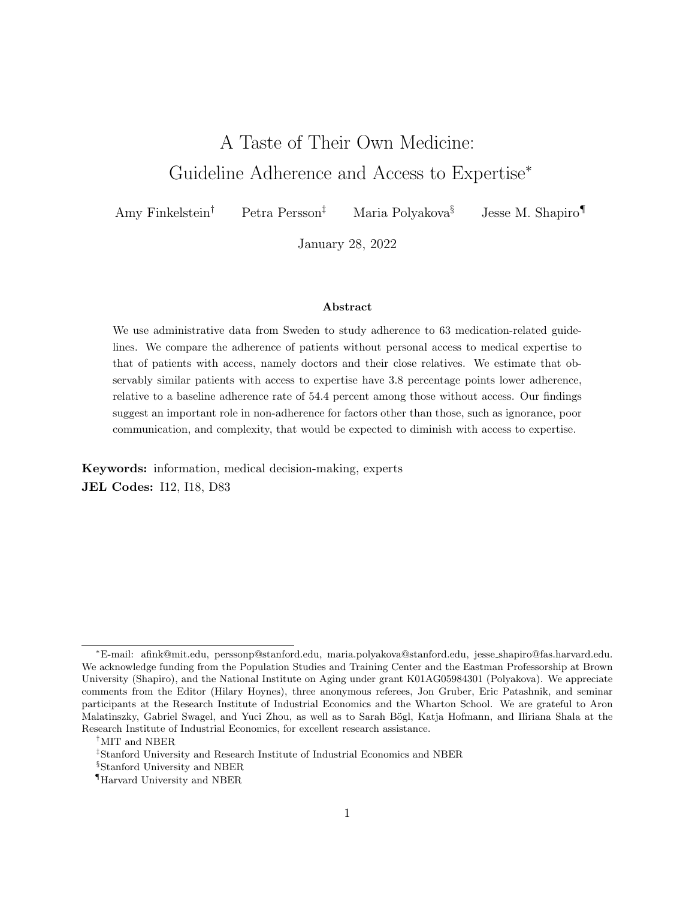# A Taste of Their Own Medicine: Guideline Adherence and Access to Expertise[*]

Amy Finkelstein[†] Petra Persson[‡] Maria Polyakova[§] Jesse M. Shapiro[¶]

January 28, 2022

**Abstract**

We use administrative data from Sweden to study adherence to 63 medication-related guidelines. We compare the adherence of patients without personal access to medical expertise to that of patients with access, namely doctors and their close relatives. We estimate that observably similar patients with access to expertise have 3.8 percentage points lower adherence, relative to a baseline adherence rate of 54.4 percent among those without access. Our findings suggest an important role in non-adherence for factors other than those, such as ignorance, poor communication, and complexity, that would be expected to diminish with access to expertise.

**Keywords:** information, medical decision-making, experts

**JEL Codes:** I12, I18, D83

---

[*] E-mail: afink@mit.edu, perssonp@stanford.edu, maria.polyakova@stanford.edu, jesse_shapiro@fas.harvard.edu. We acknowledge funding from the Population Studies and Training Center and the Eastman Professorship at Brown University (Shapiro), and the National Institute on Aging under grant K01AG05984301 (Polyakova). We appreciate comments from the Editor (Hilary Hoynes), three anonymous referees, Jon Gruber, Eric Patashnik, and seminar participants at the Research Institute of Industrial Economics and the Wharton School. We are grateful to Aron Malatinszky, Gabriel Swagel, and Yuci Zhou, as well as to Sarah Bögl, Katja Hofmann, and Iliriana Shala at the Research Institute of Industrial Economics, for excellent research assistance.

[†] MIT and NBER

[‡] Stanford University and Research Institute of Industrial Economics and NBER

[§] Stanford University and NBER

[¶] Harvard University and NBER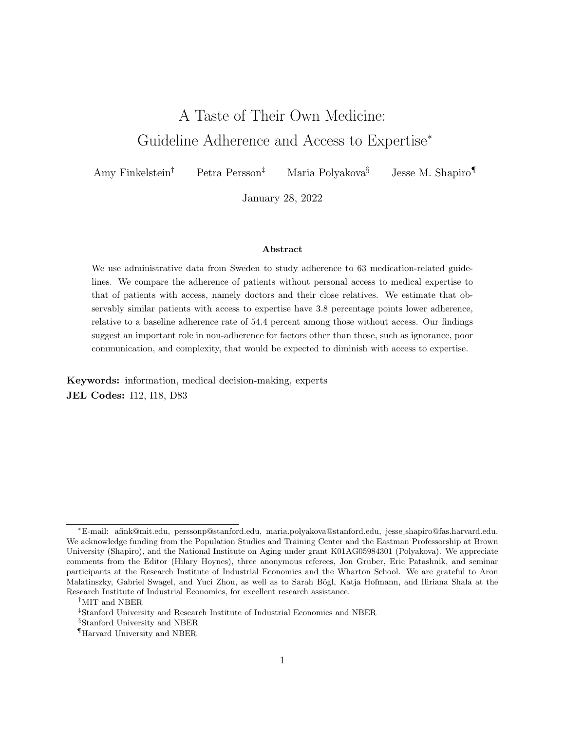# A Taste of Their Own Medicine: Guideline Adherence and Access to Expertise*

Amy Finkelstein[†] Petra Persson[‡] Maria Polyakova[§] Jesse M. Shapiro[¶]

January 28, 2022

### Abstract

We use administrative data from Sweden to study adherence to 63 medication-related guidelines. We compare the adherence of patients without personal access to medical expertise to that of patients with access, namely doctors and their close relatives. We estimate that observably similar patients with access to expertise have 3.8 percentage points lower adherence, relative to a baseline adherence rate of 54.4 percent among those without access. Our findings suggest an important role in non-adherence for factors other than those, such as ignorance, poor communication, and complexity, that would be expected to diminish with access to expertise.

**Keywords:** information, medical decision-making, experts
**JEL Codes:** I12, I18, D83

---

*E-mail: afink@mit.edu, perssonp@stanford.edu, maria.polyakova@stanford.edu, jesse_shapiro@fas.harvard.edu. We acknowledge funding from the Population Studies and Training Center and the Eastman Professorship at Brown University (Shapiro), and the National Institute on Aging under grant K01AG05984301 (Polyakova). We appreciate comments from the Editor (Hilary Hoynes), three anonymous referees, Jon Gruber, Eric Patashnik, and seminar participants at the Research Institute of Industrial Economics and the Wharton School. We are grateful to Aron Malatinszky, Gabriel Swagel, and Yuci Zhou, as well as to Sarah Bögl, Katja Hofmann, and Iliriana Shala at the Research Institute of Industrial Economics, for excellent research assistance.

[†] MIT and NBER

[‡] Stanford University and Research Institute of Industrial Economics and NBER

[§] Stanford University and NBER

[¶] Harvard University and NBER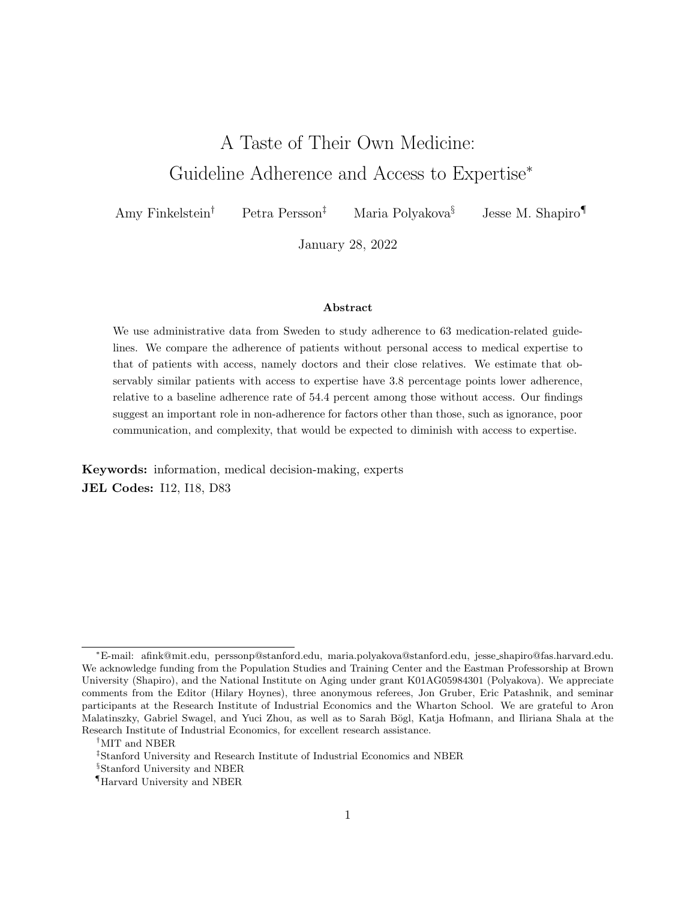# A Taste of Their Own Medicine: Guideline Adherence and Access to Expertise*

Amy Finkelstein[†] Petra Persson[‡] Maria Polyakova[§] Jesse M. Shapiro[¶]

January 28, 2022

### Abstract

We use administrative data from Sweden to study adherence to 63 medication-related guidelines. We compare the adherence of patients without personal access to medical expertise to that of patients with access, namely doctors and their close relatives. We estimate that observably similar patients with access to expertise have 3.8 percentage points lower adherence, relative to a baseline adherence rate of 54.4 percent among those without access. Our findings suggest an important role in non-adherence for factors other than those, such as ignorance, poor communication, and complexity, that would be expected to diminish with access to expertise.

**Keywords:** information, medical decision-making, experts
**JEL Codes:** I12, I18, D83

---

*E-mail: afink@mit.edu, perssonp@stanford.edu, maria.polyakova@stanford.edu, jesse_shapiro@fas.harvard.edu. We acknowledge funding from the Population Studies and Training Center and the Eastman Professorship at Brown University (Shapiro), and the National Institute on Aging under grant K01AG05984301 (Polyakova). We appreciate comments from the Editor (Hilary Hoynes), three anonymous referees, Jon Gruber, Eric Patashnik, and seminar participants at the Research Institute of Industrial Economics and the Wharton School. We are grateful to Aron Malatinszky, Gabriel Swagel, and Yuci Zhou, as well as to Sarah Bögl, Katja Hofmann, and Iliriana Shala at the Research Institute of Industrial Economics, for excellent research assistance.

[†]MIT and NBER

[‡]Stanford University and Research Institute of Industrial Economics and NBER

[§]Stanford University and NBER

[¶]Harvard University and NBER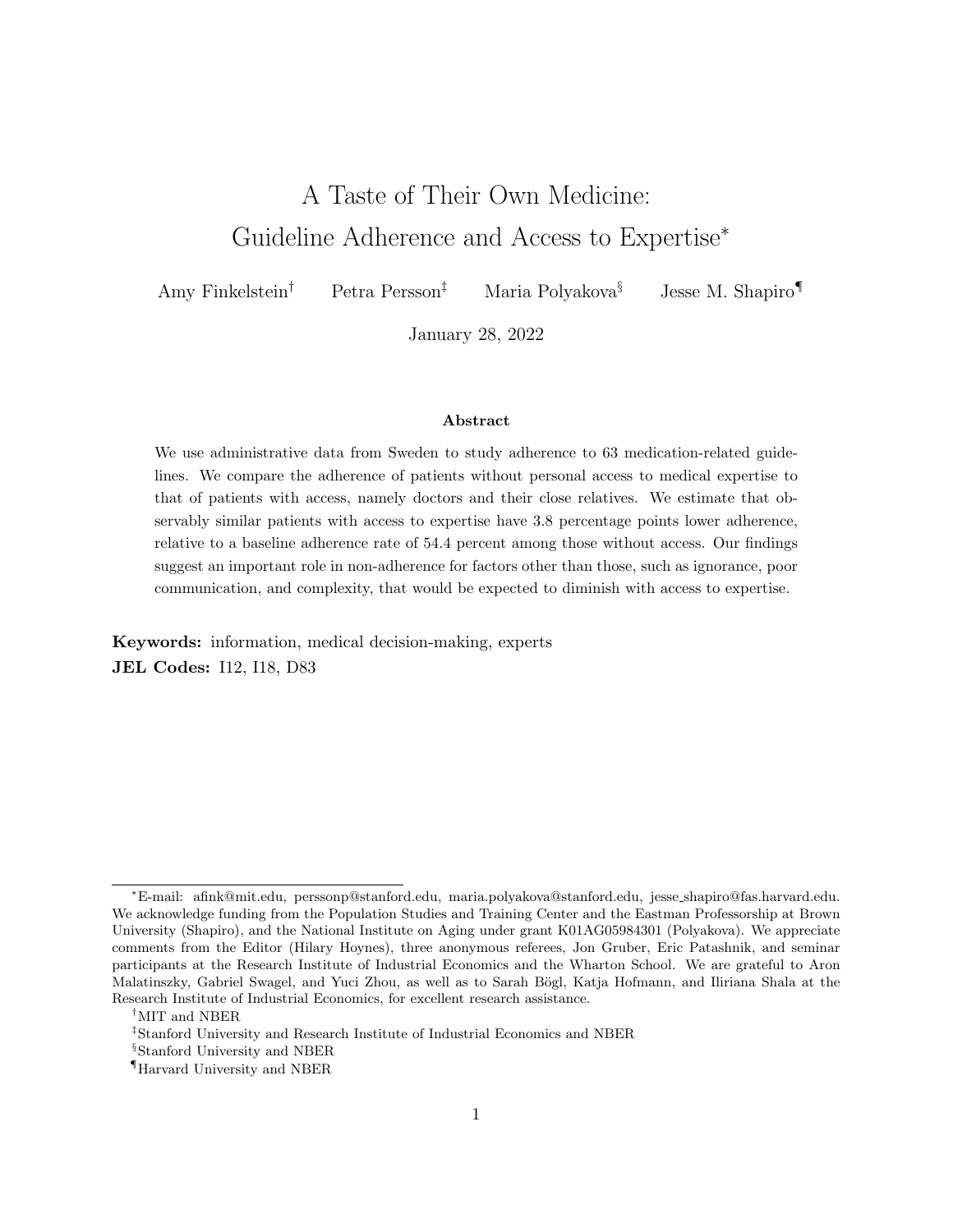# A Taste of Their Own Medicine: Guideline Adherence and Access to Expertise*

Amy Finkelstein[†] Petra Persson[‡] Maria Polyakova[§] Jesse M. Shapiro[¶]

January 28, 2022

**Abstract**

We use administrative data from Sweden to study adherence to 63 medication-related guidelines. We compare the adherence of patients without personal access to medical expertise to that of patients with access, namely doctors and their close relatives. We estimate that observably similar patients with access to expertise have 3.8 percentage points lower adherence, relative to a baseline adherence rate of 54.4 percent among those without access. Our findings suggest an important role in non-adherence for factors other than those, such as ignorance, poor communication, and complexity, that would be expected to diminish with access to expertise.

**Keywords:** information, medical decision-making, experts
**JEL Codes:** I12, I18, D83

---

*E-mail: afink@mit.edu, perssonp@stanford.edu, maria.polyakova@stanford.edu, jesse_shapiro@fas.harvard.edu. We acknowledge funding from the Population Studies and Training Center and the Eastman Professorship at Brown University (Shapiro), and the National Institute on Aging under grant K01AG05984301 (Polyakova). We appreciate comments from the Editor (Hilary Hoynes), three anonymous referees, Jon Gruber, Eric Patashnik, and seminar participants at the Research Institute of Industrial Economics and the Wharton School. We are grateful to Aron Malatinszky, Gabriel Swagel, and Yuci Zhou, as well as to Sarah Bögl, Katja Hofmann, and Iliriana Shala at the Research Institute of Industrial Economics, for excellent research assistance.

[†]MIT and NBER

[‡]Stanford University and Research Institute of Industrial Economics and NBER

[§]Stanford University and NBER

[¶]Harvard University and NBER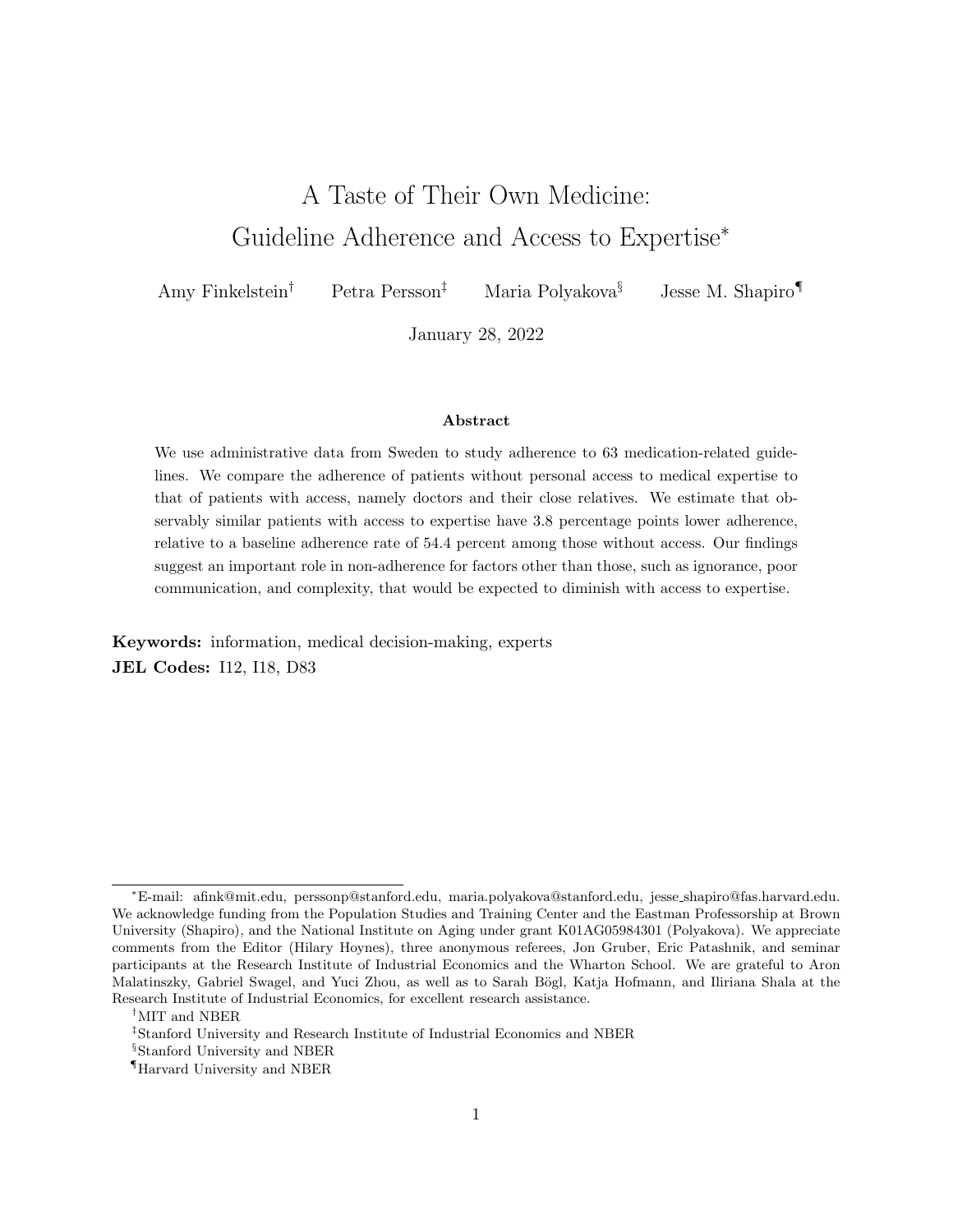# A Taste of Their Own Medicine: Guideline Adherence and Access to Expertise*

Amy Finkelstein[†] Petra Persson[‡] Maria Polyakova[§] Jesse M. Shapiro[¶]

January 28, 2022

### Abstract

We use administrative data from Sweden to study adherence to 63 medication-related guidelines. We compare the adherence of patients without personal access to medical expertise to that of patients with access, namely doctors and their close relatives. We estimate that observably similar patients with access to expertise have 3.8 percentage points lower adherence, relative to a baseline adherence rate of 54.4 percent among those without access. Our findings suggest an important role in non-adherence for factors other than those, such as ignorance, poor communication, and complexity, that would be expected to diminish with access to expertise.

**Keywords:** information, medical decision-making, experts

**JEL Codes:** I12, I18, D83

---

*E-mail: afink@mit.edu, perssonp@stanford.edu, maria.polyakova@stanford.edu, jesse_shapiro@fas.harvard.edu. We acknowledge funding from the Population Studies and Training Center and the Eastman Professorship at Brown University (Shapiro), and the National Institute on Aging under grant K01AG05984301 (Polyakova). We appreciate comments from the Editor (Hilary Hoynes), three anonymous referees, Jon Gruber, Eric Patashnik, and seminar participants at the Research Institute of Industrial Economics and the Wharton School. We are grateful to Aron Malatinszky, Gabriel Swagel, and Yuci Zhou, as well as to Sarah Bögl, Katja Hofmann, and Iliriana Shala at the Research Institute of Industrial Economics, for excellent research assistance.

[†]MIT and NBER

[‡]Stanford University and Research Institute of Industrial Economics and NBER

[§]Stanford University and NBER

[¶]Harvard University and NBER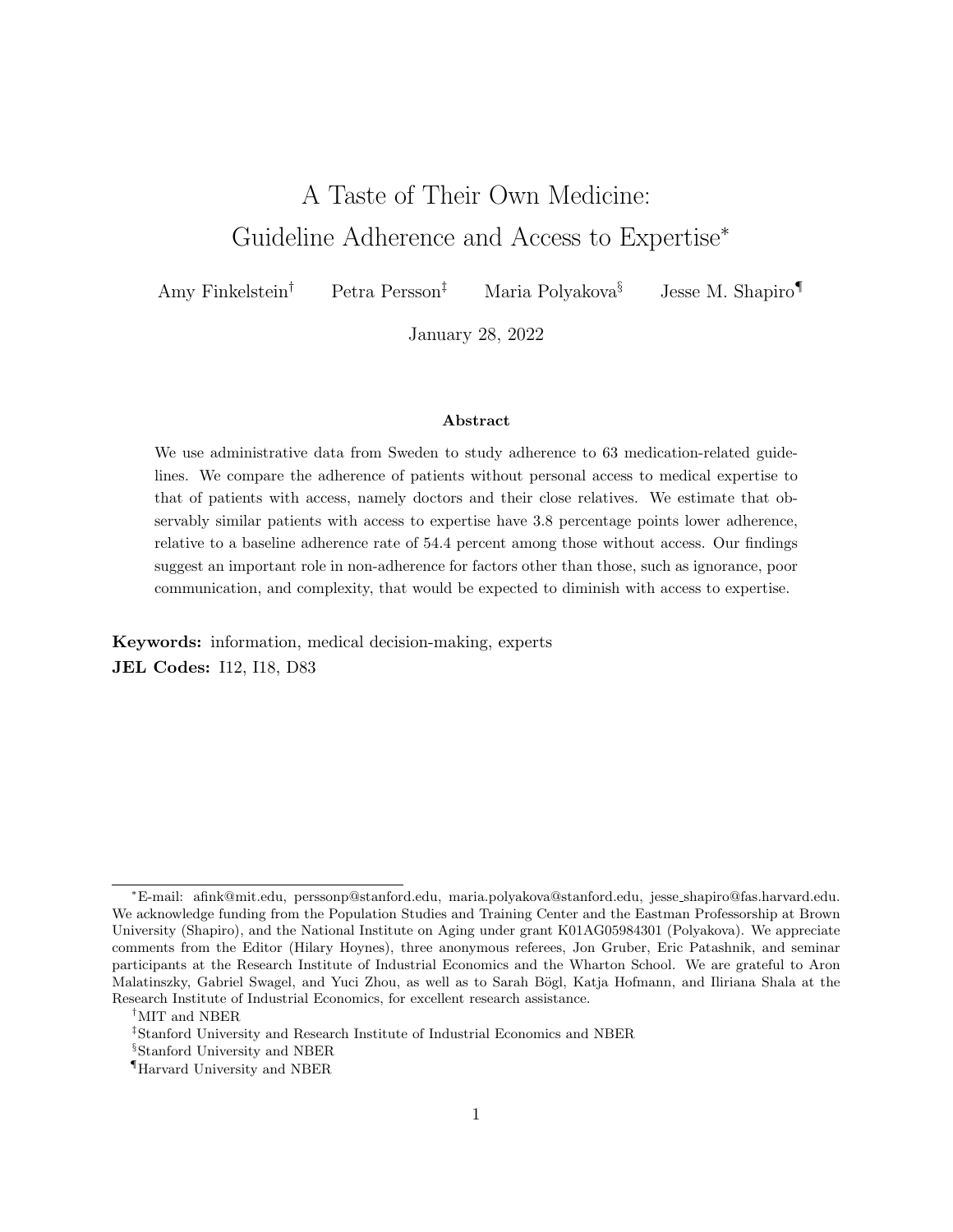# A Taste of Their Own Medicine: Guideline Adherence and Access to Expertise*

Amy Finkelstein[†] Petra Persson[‡] Maria Polyakova[§] Jesse M. Shapiro[¶]

January 28, 2022

**Abstract**

We use administrative data from Sweden to study adherence to 63 medication-related guidelines. We compare the adherence of patients without personal access to medical expertise to that of patients with access, namely doctors and their close relatives. We estimate that observably similar patients with access to expertise have 3.8 percentage points lower adherence, relative to a baseline adherence rate of 54.4 percent among those without access. Our findings suggest an important role in non-adherence for factors other than those, such as ignorance, poor communication, and complexity, that would be expected to diminish with access to expertise.

**Keywords:** information, medical decision-making, experts
**JEL Codes:** I12, I18, D83

---

*E-mail: afink@mit.edu, perssonp@stanford.edu, maria.polyakova@stanford.edu, jesse_shapiro@fas.harvard.edu. We acknowledge funding from the Population Studies and Training Center and the Eastman Professorship at Brown University (Shapiro), and the National Institute on Aging under grant K01AG05984301 (Polyakova). We appreciate comments from the Editor (Hilary Hoynes), three anonymous referees, Jon Gruber, Eric Patashnik, and seminar participants at the Research Institute of Industrial Economics and the Wharton School. We are grateful to Aron Malatinszky, Gabriel Swagel, and Yuci Zhou, as well as to Sarah Bögl, Katja Hofmann, and Iliriana Shala at the Research Institute of Industrial Economics, for excellent research assistance.

[†]MIT and NBER

[‡]Stanford University and Research Institute of Industrial Economics and NBER

[§]Stanford University and NBER

[¶]Harvard University and NBER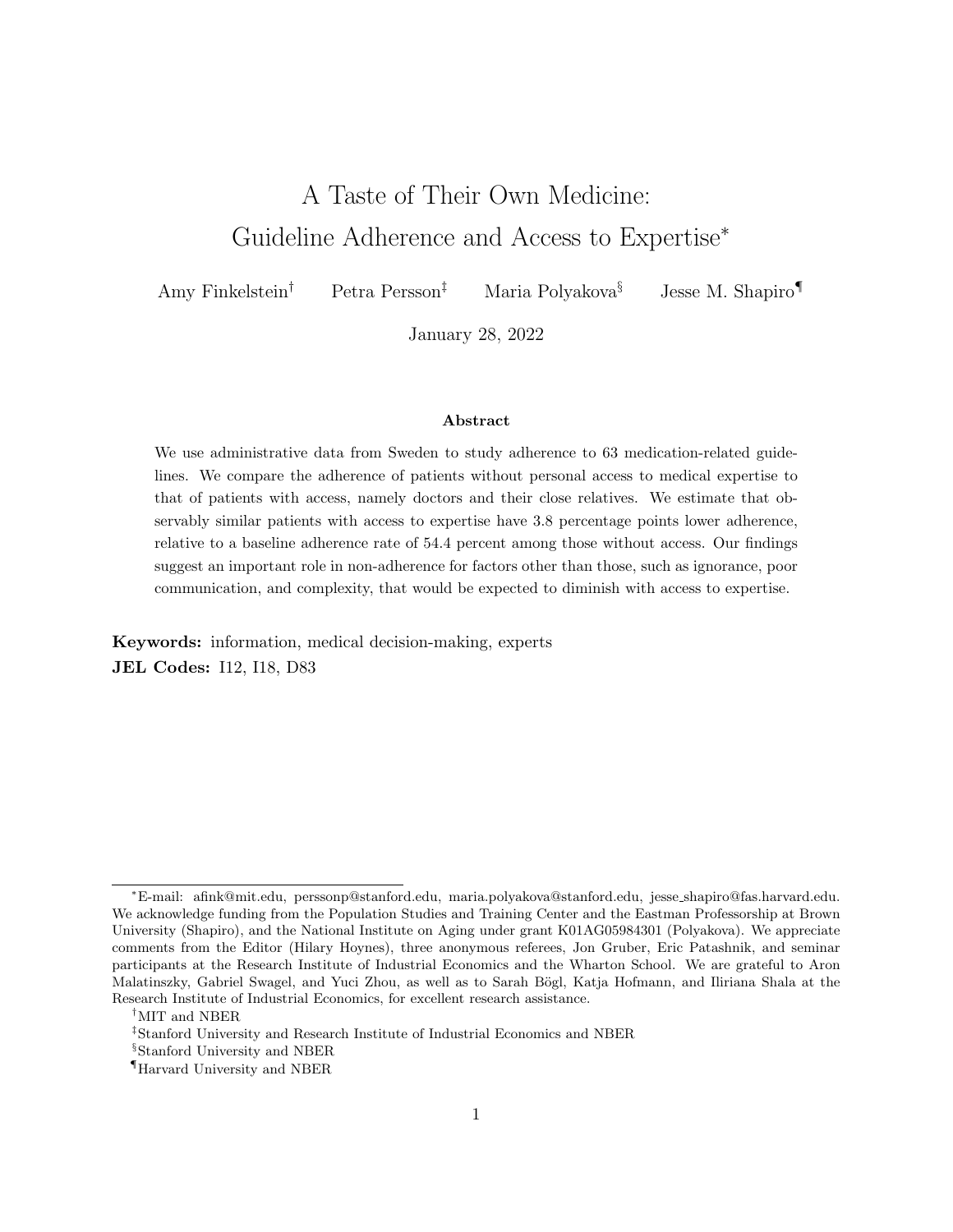# A Taste of Their Own Medicine:  
Guideline Adherence and Access to Expertise*

Amy Finkelstein[†] Petra Persson[‡] Maria Polyakova[§] Jesse M. Shapiro[¶]

January 28, 2022

**Abstract**

We use administrative data from Sweden to study adherence to 63 medication-related guidelines. We compare the adherence of patients without personal access to medical expertise to that of patients with access, namely doctors and their close relatives. We estimate that observably similar patients with access to expertise have 3.8 percentage points lower adherence, relative to a baseline adherence rate of 54.4 percent among those without access. Our findings suggest an important role in non-adherence for factors other than those, such as ignorance, poor communication, and complexity, that would be expected to diminish with access to expertise.

**Keywords:** information, medical decision-making, experts  
**JEL Codes:** I12, I18, D83

---

*E-mail: afink@mit.edu, perssonp@stanford.edu, maria.polyakova@stanford.edu, jesse_shapiro@fas.harvard.edu. We acknowledge funding from the Population Studies and Training Center and the Eastman Professorship at Brown University (Shapiro), and the National Institute on Aging under grant K01AG05984301 (Polyakova). We appreciate comments from the Editor (Hilary Hoynes), three anonymous referees, Jon Gruber, Eric Patashnik, and seminar participants at the Research Institute of Industrial Economics and the Wharton School. We are grateful to Aron Malatinszky, Gabriel Swagel, and Yuci Zhou, as well as to Sarah Bögl, Katja Hofmann, and Iliriana Shala at the Research Institute of Industrial Economics, for excellent research assistance.

[†]MIT and NBER

[‡]Stanford University and Research Institute of Industrial Economics and NBER

[§]Stanford University and NBER

[¶]Harvard University and NBER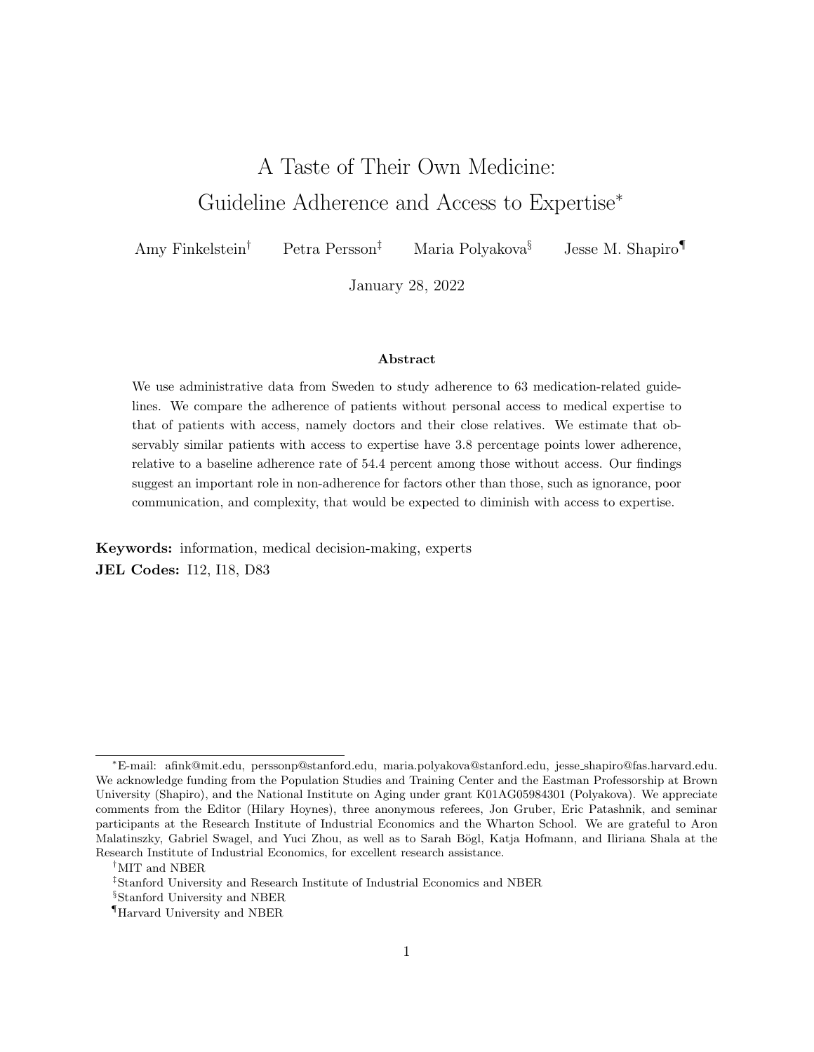# A Taste of Their Own Medicine: Guideline Adherence and Access to Expertise*

Amy Finkelstein[†] Petra Persson[‡] Maria Polyakova[§] Jesse M. Shapiro[¶]

January 28, 2022

### Abstract

We use administrative data from Sweden to study adherence to 63 medication-related guidelines. We compare the adherence of patients without personal access to medical expertise to that of patients with access, namely doctors and their close relatives. We estimate that observably similar patients with access to expertise have 3.8 percentage points lower adherence, relative to a baseline adherence rate of 54.4 percent among those without access. Our findings suggest an important role in non-adherence for factors other than those, such as ignorance, poor communication, and complexity, that would be expected to diminish with access to expertise.

**Keywords:** information, medical decision-making, experts

**JEL Codes:** I12, I18, D83

---

*E-mail: afink@mit.edu, perssonp@stanford.edu, maria.polyakova@stanford.edu, jesse_shapiro@fas.harvard.edu. We acknowledge funding from the Population Studies and Training Center and the Eastman Professorship at Brown University (Shapiro), and the National Institute on Aging under grant K01AG05984301 (Polyakova). We appreciate comments from the Editor (Hilary Hoynes), three anonymous referees, Jon Gruber, Eric Patashnik, and seminar participants at the Research Institute of Industrial Economics and the Wharton School. We are grateful to Aron Malatinszky, Gabriel Swagel, and Yuci Zhou, as well as to Sarah Bögl, Katja Hofmann, and Iliriana Shala at the Research Institute of Industrial Economics, for excellent research assistance.

[†]MIT and NBER

[‡]Stanford University and Research Institute of Industrial Economics and NBER

[§]Stanford University and NBER

[¶]Harvard University and NBER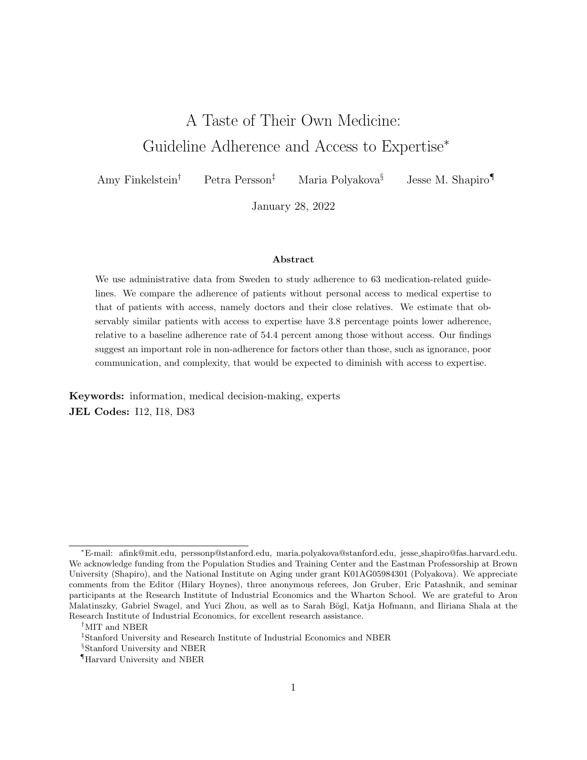# A Taste of Their Own Medicine: Guideline Adherence and Access to Expertise*

Amy Finkelstein[†] Petra Persson[‡] Maria Polyakova[§] Jesse M. Shapiro[¶]

January 28, 2022

**Abstract**

We use administrative data from Sweden to study adherence to 63 medication-related guidelines. We compare the adherence of patients without personal access to medical expertise to that of patients with access, namely doctors and their close relatives. We estimate that observably similar patients with access to expertise have 3.8 percentage points lower adherence, relative to a baseline adherence rate of 54.4 percent among those without access. Our findings suggest an important role in non-adherence for factors other than those, such as ignorance, poor communication, and complexity, that would be expected to diminish with access to expertise.

**Keywords:** information, medical decision-making, experts
**JEL Codes:** I12, I18, D83

---

*E-mail: afink@mit.edu, perssonp@stanford.edu, maria.polyakova@stanford.edu, jesse_shapiro@fas.harvard.edu. We acknowledge funding from the Population Studies and Training Center and the Eastman Professorship at Brown University (Shapiro), and the National Institute on Aging under grant K01AG05984301 (Polyakova). We appreciate comments from the Editor (Hilary Hoynes), three anonymous referees, Jon Gruber, Eric Patashnik, and seminar participants at the Research Institute of Industrial Economics and the Wharton School. We are grateful to Aron Malatinszky, Gabriel Swagel, and Yuci Zhou, as well as to Sarah Bögl, Katja Hofmann, and Iliriana Shala at the Research Institute of Industrial Economics, for excellent research assistance.

[†]MIT and NBER

[‡]Stanford University and Research Institute of Industrial Economics and NBER

[§]Stanford University and NBER

[¶]Harvard University and NBER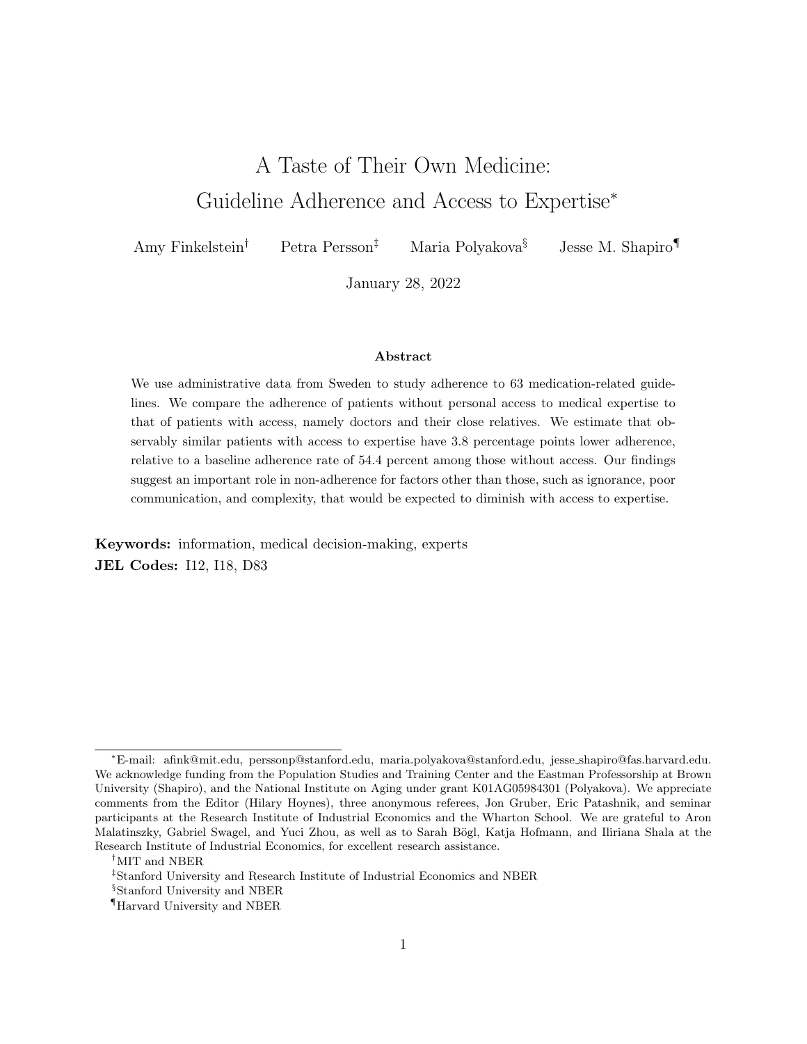# A Taste of Their Own Medicine: Guideline Adherence and Access to Expertise*

Amy Finkelstein† Petra Persson‡ Maria Polyakova§ Jesse M. Shapiro¶

January 28, 2022

**Abstract**

We use administrative data from Sweden to study adherence to 63 medication-related guidelines. We compare the adherence of patients without personal access to medical expertise to that of patients with access, namely doctors and their close relatives. We estimate that observably similar patients with access to expertise have 3.8 percentage points lower adherence, relative to a baseline adherence rate of 54.4 percent among those without access. Our findings suggest an important role in non-adherence for factors other than those, such as ignorance, poor communication, and complexity, that would be expected to diminish with access to expertise.

**Keywords:** information, medical decision-making, experts
**JEL Codes:** I12, I18, D83

---

*E-mail: afink@mit.edu, perssonp@stanford.edu, maria.polyakova@stanford.edu, jesse_shapiro@fas.harvard.edu. We acknowledge funding from the Population Studies and Training Center and the Eastman Professorship at Brown University (Shapiro), and the National Institute on Aging under grant K01AG05984301 (Polyakova). We appreciate comments from the Editor (Hilary Hoynes), three anonymous referees, Jon Gruber, Eric Patashnik, and seminar participants at the Research Institute of Industrial Economics and the Wharton School. We are grateful to Aron Malatinszky, Gabriel Swagel, and Yuci Zhou, as well as to Sarah Bögl, Katja Hofmann, and Iliriana Shala at the Research Institute of Industrial Economics, for excellent research assistance.

†MIT and NBER

‡Stanford University and Research Institute of Industrial Economics and NBER

§Stanford University and NBER

¶Harvard University and NBER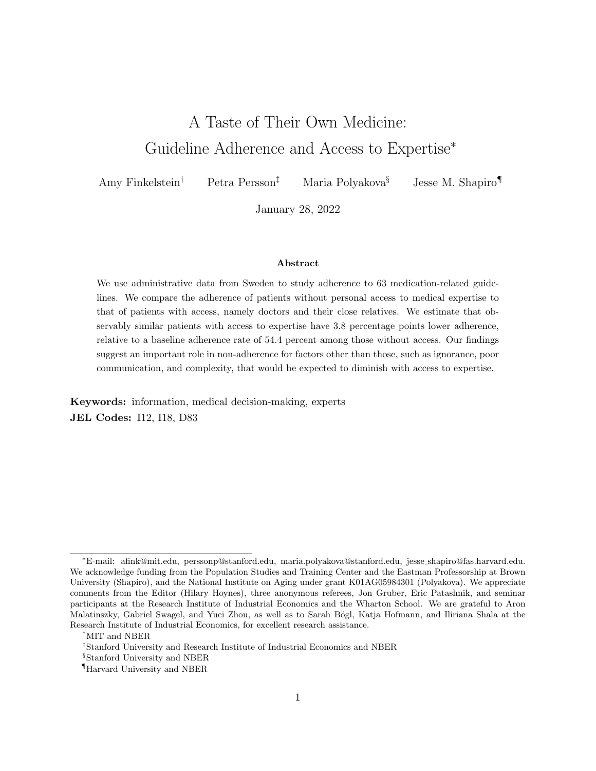# A Taste of Their Own Medicine: Guideline Adherence and Access to Expertise*

Amy Finkelstein[†] Petra Persson[‡] Maria Polyakova[§] Jesse M. Shapiro[¶]

January 28, 2022

**Abstract**

We use administrative data from Sweden to study adherence to 63 medication-related guidelines. We compare the adherence of patients without personal access to medical expertise to that of patients with access, namely doctors and their close relatives. We estimate that observably similar patients with access to expertise have 3.8 percentage points lower adherence, relative to a baseline adherence rate of 54.4 percent among those without access. Our findings suggest an important role in non-adherence for factors other than those, such as ignorance, poor communication, and complexity, that would be expected to diminish with access to expertise.

**Keywords:** information, medical decision-making, experts

**JEL Codes:** I12, I18, D83

---

*E-mail: afink@mit.edu, perssonp@stanford.edu, maria.polyakova@stanford.edu, jesse_shapiro@fas.harvard.edu. We acknowledge funding from the Population Studies and Training Center and the Eastman Professorship at Brown University (Shapiro), and the National Institute on Aging under grant K01AG05984301 (Polyakova). We appreciate comments from the Editor (Hilary Hoynes), three anonymous referees, Jon Gruber, Eric Patashnik, and seminar participants at the Research Institute of Industrial Economics and the Wharton School. We are grateful to Aron Malatinszky, Gabriel Swagel, and Yuci Zhou, as well as to Sarah Bögl, Katja Hofmann, and Iliriana Shala at the Research Institute of Industrial Economics, for excellent research assistance.

†MIT and NBER

‡Stanford University and Research Institute of Industrial Economics and NBER

§Stanford University and NBER

¶Harvard University and NBER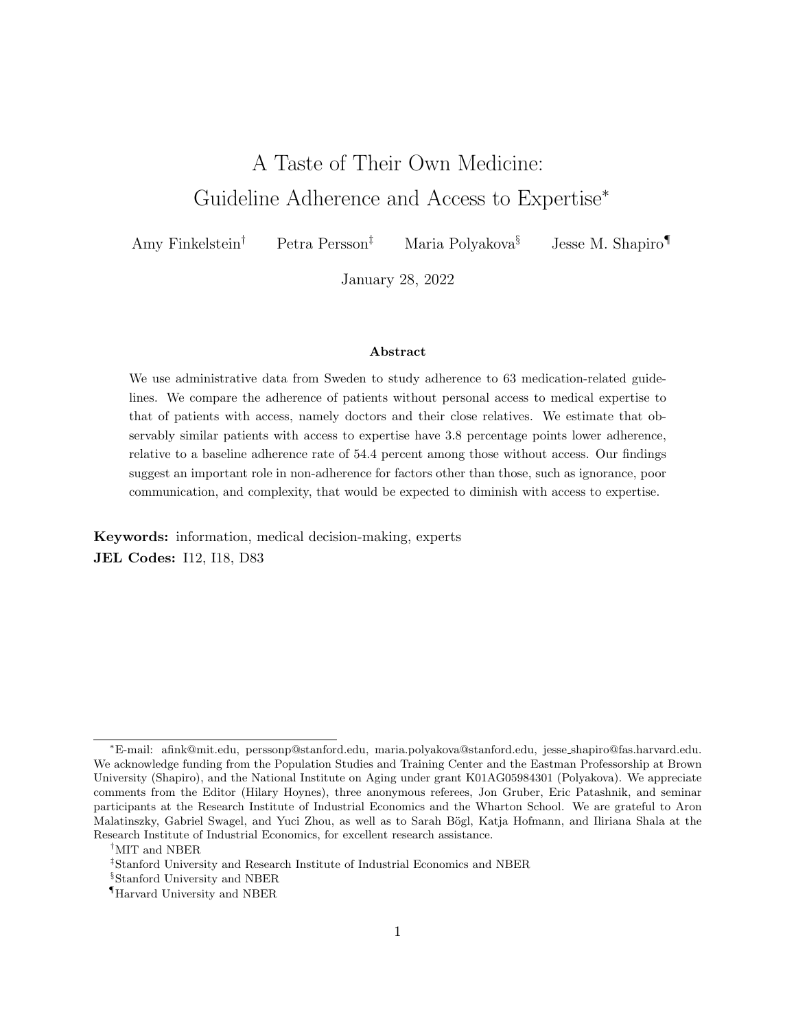# A Taste of Their Own Medicine: Guideline Adherence and Access to Expertise*

Amy Finkelstein[†] Petra Persson[‡] Maria Polyakova[§] Jesse M. Shapiro[¶]

January 28, 2022

### Abstract

We use administrative data from Sweden to study adherence to 63 medication-related guidelines. We compare the adherence of patients without personal access to medical expertise to that of patients with access, namely doctors and their close relatives. We estimate that observably similar patients with access to expertise have 3.8 percentage points lower adherence, relative to a baseline adherence rate of 54.4 percent among those without access. Our findings suggest an important role in non-adherence for factors other than those, such as ignorance, poor communication, and complexity, that would be expected to diminish with access to expertise.

**Keywords:** information, medical decision-making, experts

**JEL Codes:** I12, I18, D83

---

*E-mail: afink@mit.edu, perssonp@stanford.edu, maria.polyakova@stanford.edu, jesse_shapiro@fas.harvard.edu. We acknowledge funding from the Population Studies and Training Center and the Eastman Professorship at Brown University (Shapiro), and the National Institute on Aging under grant K01AG05984301 (Polyakova). We appreciate comments from the Editor (Hilary Hoynes), three anonymous referees, Jon Gruber, Eric Patashnik, and seminar participants at the Research Institute of Industrial Economics and the Wharton School. We are grateful to Aron Malatinszky, Gabriel Swagel, and Yuci Zhou, as well as to Sarah Bögl, Katja Hofmann, and Iliriana Shala at the Research Institute of Industrial Economics, for excellent research assistance.

[†] MIT and NBER

[‡] Stanford University and Research Institute of Industrial Economics and NBER

[§] Stanford University and NBER

[¶] Harvard University and NBER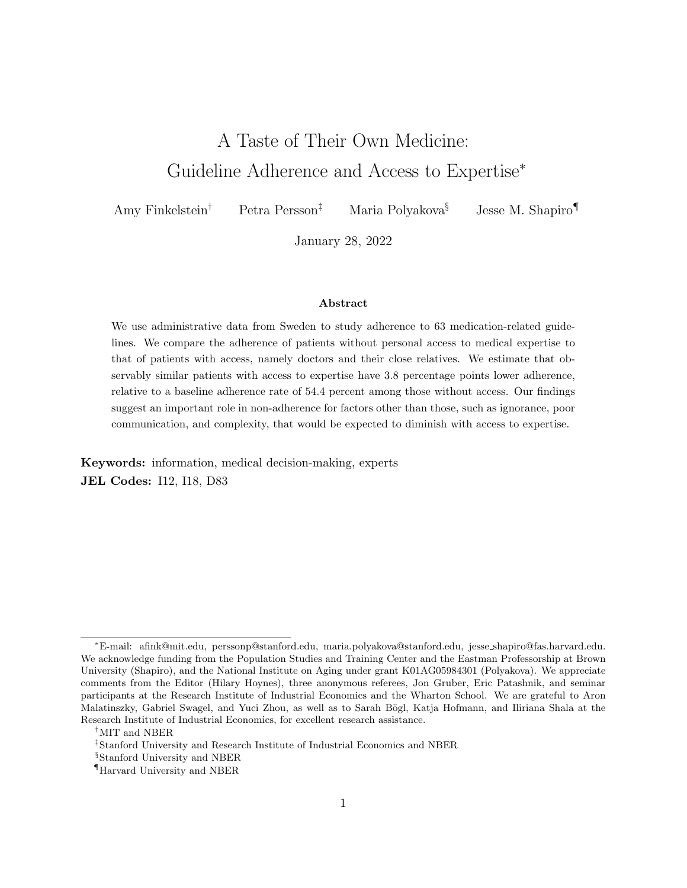# A Taste of Their Own Medicine: Guideline Adherence and Access to Expertise*

Amy Finkelstein[†] Petra Persson[‡] Maria Polyakova[§] Jesse M. Shapiro[¶]

January 28, 2022

### Abstract

We use administrative data from Sweden to study adherence to 63 medication-related guidelines. We compare the adherence of patients without personal access to medical expertise to that of patients with access, namely doctors and their close relatives. We estimate that observably similar patients with access to expertise have 3.8 percentage points lower adherence, relative to a baseline adherence rate of 54.4 percent among those without access. Our findings suggest an important role in non-adherence for factors other than those, such as ignorance, poor communication, and complexity, that would be expected to diminish with access to expertise.

**Keywords:** information, medical decision-making, experts

**JEL Codes:** I12, I18, D83

---

*E-mail: afink@mit.edu, perssonp@stanford.edu, maria.polyakova@stanford.edu, jesse_shapiro@fas.harvard.edu. We acknowledge funding from the Population Studies and Training Center and the Eastman Professorship at Brown University (Shapiro), and the National Institute on Aging under grant K01AG05984301 (Polyakova). We appreciate comments from the Editor (Hilary Hoynes), three anonymous referees, Jon Gruber, Eric Patashnik, and seminar participants at the Research Institute of Industrial Economics and the Wharton School. We are grateful to Aron Malatinszky, Gabriel Swagel, and Yuci Zhou, as well as to Sarah Bögl, Katja Hofmann, and Iliriana Shala at the Research Institute of Industrial Economics, for excellent research assistance.

[†]MIT and NBER

[‡]Stanford University and Research Institute of Industrial Economics and NBER

[§]Stanford University and NBER

[¶]Harvard University and NBER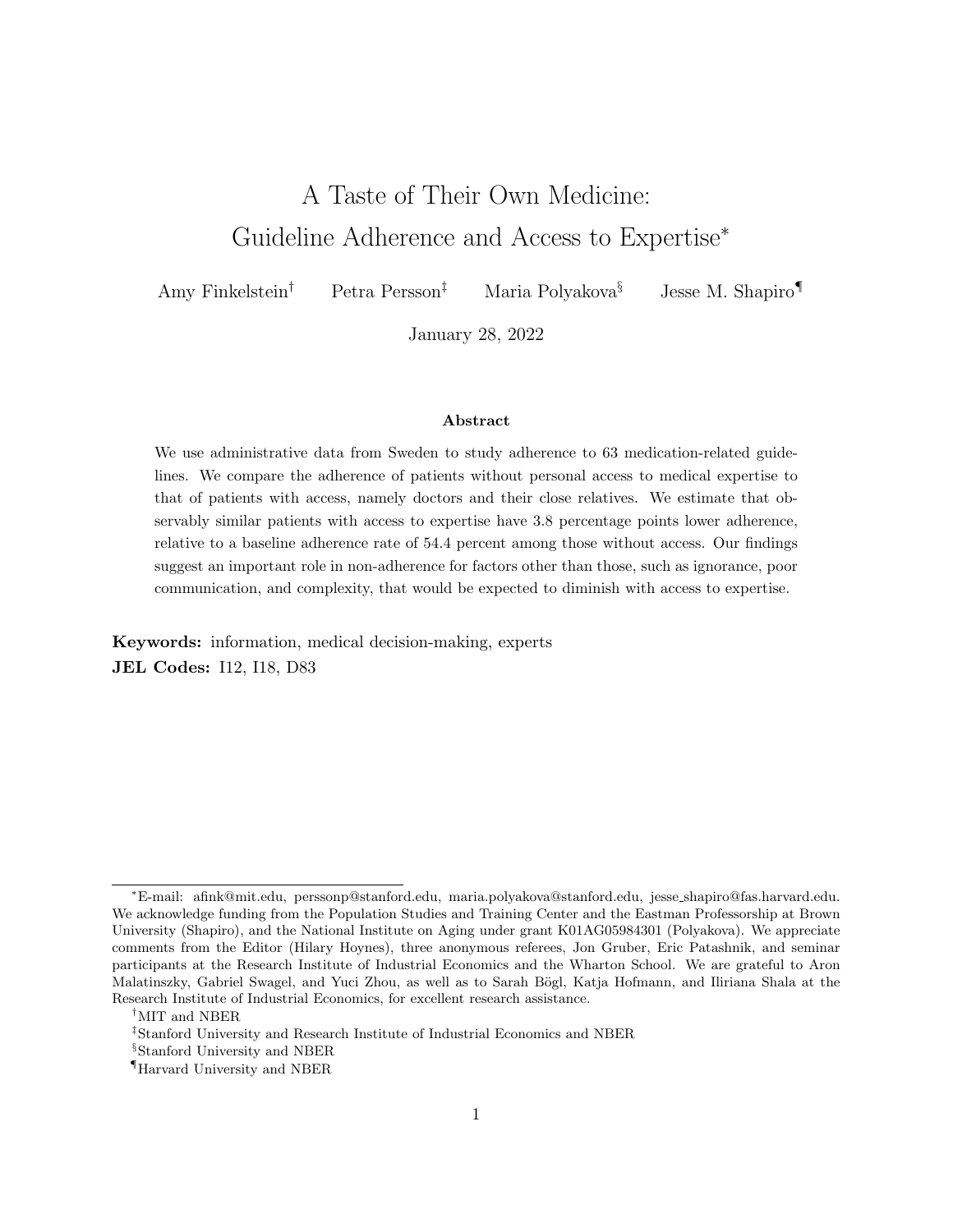# A Taste of Their Own Medicine: Guideline Adherence and Access to Expertise*

Amy Finkelstein[†] Petra Persson[‡] Maria Polyakova[§] Jesse M. Shapiro[¶]

January 28, 2022

### Abstract

We use administrative data from Sweden to study adherence to 63 medication-related guidelines. We compare the adherence of patients without personal access to medical expertise to that of patients with access, namely doctors and their close relatives. We estimate that observably similar patients with access to expertise have 3.8 percentage points lower adherence, relative to a baseline adherence rate of 54.4 percent among those without access. Our findings suggest an important role in non-adherence for factors other than those, such as ignorance, poor communication, and complexity, that would be expected to diminish with access to expertise.

**Keywords:** information, medical decision-making, experts
**JEL Codes:** I12, I18, D83

---

*E-mail: afink@mit.edu, perssonp@stanford.edu, maria.polyakova@stanford.edu, jesse_shapiro@fas.harvard.edu. We acknowledge funding from the Population Studies and Training Center and the Eastman Professorship at Brown University (Shapiro), and the National Institute on Aging under grant K01AG05984301 (Polyakova). We appreciate comments from the Editor (Hilary Hoynes), three anonymous referees, Jon Gruber, Eric Patashnik, and seminar participants at the Research Institute of Industrial Economics and the Wharton School. We are grateful to Aron Malatinszky, Gabriel Swagel, and Yuci Zhou, as well as to Sarah Bögl, Katja Hofmann, and Iliriana Shala at the Research Institute of Industrial Economics, for excellent research assistance.

[†]MIT and NBER

[‡]Stanford University and Research Institute of Industrial Economics and NBER

[§]Stanford University and NBER

[¶]Harvard University and NBER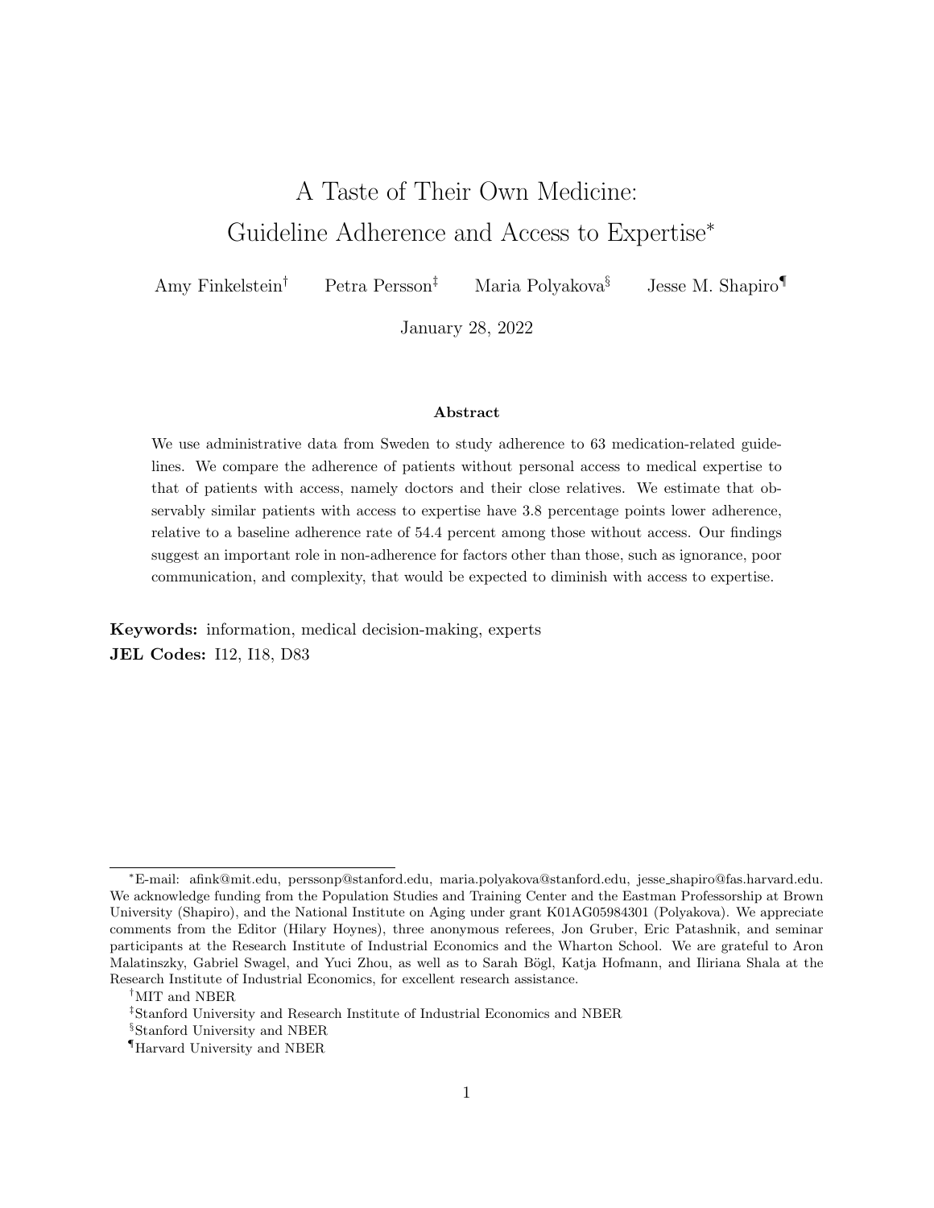# A Taste of Their Own Medicine: Guideline Adherence and Access to Expertise*

Amy Finkelstein[†] Petra Persson[‡] Maria Polyakova[§] Jesse M. Shapiro[¶]

January 28, 2022

### Abstract

We use administrative data from Sweden to study adherence to 63 medication-related guidelines. We compare the adherence of patients without personal access to medical expertise to that of patients with access, namely doctors and their close relatives. We estimate that observably similar patients with access to expertise have 3.8 percentage points lower adherence, relative to a baseline adherence rate of 54.4 percent among those without access. Our findings suggest an important role in non-adherence for factors other than those, such as ignorance, poor communication, and complexity, that would be expected to diminish with access to expertise.

**Keywords:** information, medical decision-making, experts
**JEL Codes:** I12, I18, D83

---

*E-mail: afink@mit.edu, perssonp@stanford.edu, maria.polyakova@stanford.edu, jesse_shapiro@fas.harvard.edu. We acknowledge funding from the Population Studies and Training Center and the Eastman Professorship at Brown University (Shapiro), and the National Institute on Aging under grant K01AG05984301 (Polyakova). We appreciate comments from the Editor (Hilary Hoynes), three anonymous referees, Jon Gruber, Eric Patashnik, and seminar participants at the Research Institute of Industrial Economics and the Wharton School. We are grateful to Aron Malatinszky, Gabriel Swagel, and Yuci Zhou, as well as to Sarah Bögl, Katja Hofmann, and Iliriana Shala at the Research Institute of Industrial Economics, for excellent research assistance.

[†]MIT and NBER

[‡]Stanford University and Research Institute of Industrial Economics and NBER

[§]Stanford University and NBER

[¶]Harvard University and NBER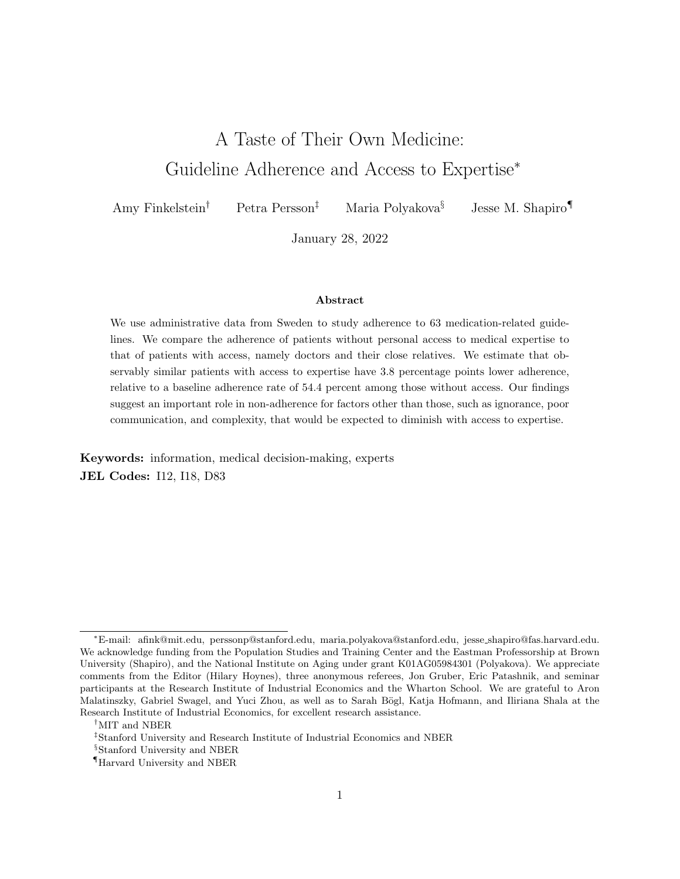# A Taste of Their Own Medicine: Guideline Adherence and Access to Expertise*

Amy Finkelstein[†] Petra Persson[‡] Maria Polyakova[§] Jesse M. Shapiro[¶]

January 28, 2022

**Abstract**

We use administrative data from Sweden to study adherence to 63 medication-related guidelines. We compare the adherence of patients without personal access to medical expertise to that of patients with access, namely doctors and their close relatives. We estimate that observably similar patients with access to expertise have 3.8 percentage points lower adherence, relative to a baseline adherence rate of 54.4 percent among those without access. Our findings suggest an important role in non-adherence for factors other than those, such as ignorance, poor communication, and complexity, that would be expected to diminish with access to expertise.

**Keywords:** information, medical decision-making, experts

**JEL Codes:** I12, I18, D83

---

*E-mail: afink@mit.edu, perssonp@stanford.edu, maria.polyakova@stanford.edu, jesse_shapiro@fas.harvard.edu. We acknowledge funding from the Population Studies and Training Center and the Eastman Professorship at Brown University (Shapiro), and the National Institute on Aging under grant K01AG05984301 (Polyakova). We appreciate comments from the Editor (Hilary Hoynes), three anonymous referees, Jon Gruber, Eric Patashnik, and seminar participants at the Research Institute of Industrial Economics and the Wharton School. We are grateful to Aron Malatinszky, Gabriel Swagel, and Yuci Zhou, as well as to Sarah Bögl, Katja Hofmann, and Iliriana Shala at the Research Institute of Industrial Economics, for excellent research assistance.

[†]MIT and NBER

[‡]Stanford University and Research Institute of Industrial Economics and NBER

[§]Stanford University and NBER

[¶]Harvard University and NBER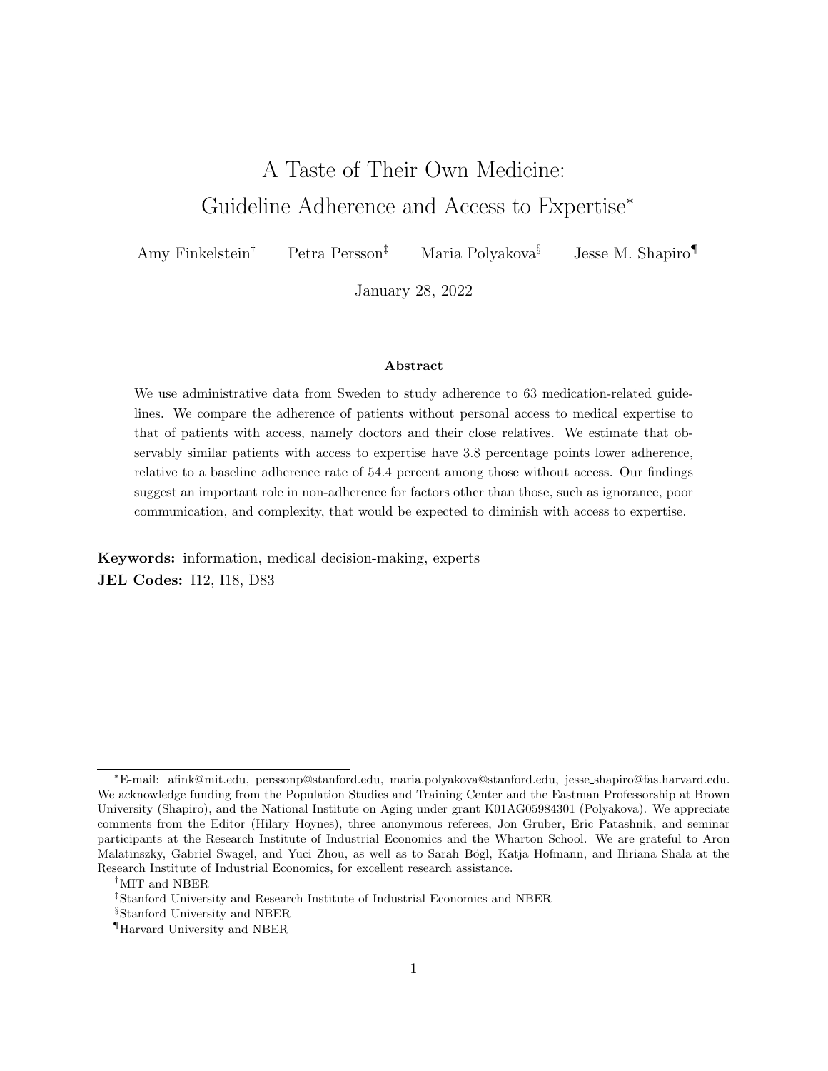# A Taste of Their Own Medicine: Guideline Adherence and Access to Expertise*

Amy Finkelstein[†] Petra Persson[‡] Maria Polyakova[§] Jesse M. Shapiro[¶]

January 28, 2022

### Abstract

We use administrative data from Sweden to study adherence to 63 medication-related guidelines. We compare the adherence of patients without personal access to medical expertise to that of patients with access, namely doctors and their close relatives. We estimate that observably similar patients with access to expertise have 3.8 percentage points lower adherence, relative to a baseline adherence rate of 54.4 percent among those without access. Our findings suggest an important role in non-adherence for factors other than those, such as ignorance, poor communication, and complexity, that would be expected to diminish with access to expertise.

**Keywords:** information, medical decision-making, experts

**JEL Codes:** I12, I18, D83

---

*E-mail: afink@mit.edu, perssonp@stanford.edu, maria.polyakova@stanford.edu, jesse_shapiro@fas.harvard.edu. We acknowledge funding from the Population Studies and Training Center and the Eastman Professorship at Brown University (Shapiro), and the National Institute on Aging under grant K01AG05984301 (Polyakova). We appreciate comments from the Editor (Hilary Hoynes), three anonymous referees, Jon Gruber, Eric Patashnik, and seminar participants at the Research Institute of Industrial Economics and the Wharton School. We are grateful to Aron Malatinszky, Gabriel Swagel, and Yuci Zhou, as well as to Sarah Bögl, Katja Hofmann, and Iliriana Shala at the Research Institute of Industrial Economics, for excellent research assistance.

[†]MIT and NBER

[‡]Stanford University and Research Institute of Industrial Economics and NBER

[§]Stanford University and NBER

[¶]Harvard University and NBER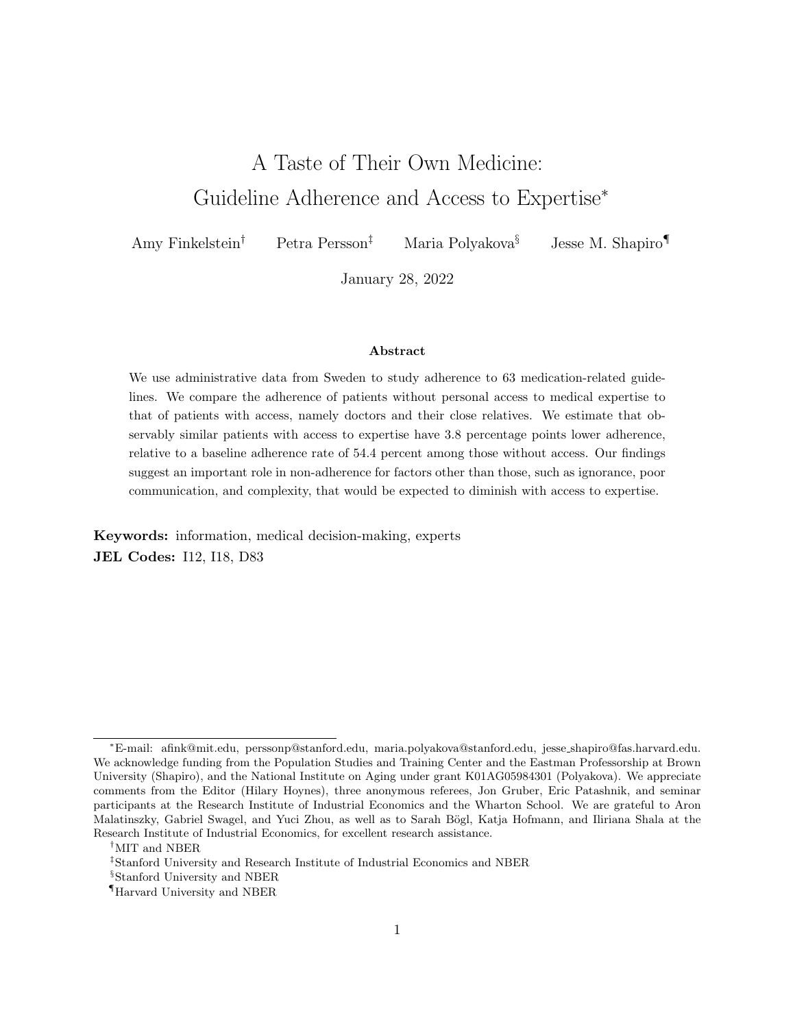# A Taste of Their Own Medicine: Guideline Adherence and Access to Expertise*

Amy Finkelstein[†] Petra Persson[‡] Maria Polyakova[§] Jesse M. Shapiro[¶]

January 28, 2022

**Abstract**

We use administrative data from Sweden to study adherence to 63 medication-related guidelines. We compare the adherence of patients without personal access to medical expertise to that of patients with access, namely doctors and their close relatives. We estimate that observably similar patients with access to expertise have 3.8 percentage points lower adherence, relative to a baseline adherence rate of 54.4 percent among those without access. Our findings suggest an important role in non-adherence for factors other than those, such as ignorance, poor communication, and complexity, that would be expected to diminish with access to expertise.

**Keywords:** information, medical decision-making, experts

**JEL Codes:** I12, I18, D83

---

*E-mail: afink@mit.edu, perssonp@stanford.edu, maria.polyakova@stanford.edu, jesse_shapiro@fas.harvard.edu. We acknowledge funding from the Population Studies and Training Center and the Eastman Professorship at Brown University (Shapiro), and the National Institute on Aging under grant K01AG05984301 (Polyakova). We appreciate comments from the Editor (Hilary Hoynes), three anonymous referees, Jon Gruber, Eric Patashnik, and seminar participants at the Research Institute of Industrial Economics and the Wharton School. We are grateful to Aron Malatinszky, Gabriel Swagel, and Yuci Zhou, as well as to Sarah Bögl, Katja Hofmann, and Iliriana Shala at the Research Institute of Industrial Economics, for excellent research assistance.

[†]MIT and NBER

[‡]Stanford University and Research Institute of Industrial Economics and NBER

[§]Stanford University and NBER

[¶]Harvard University and NBER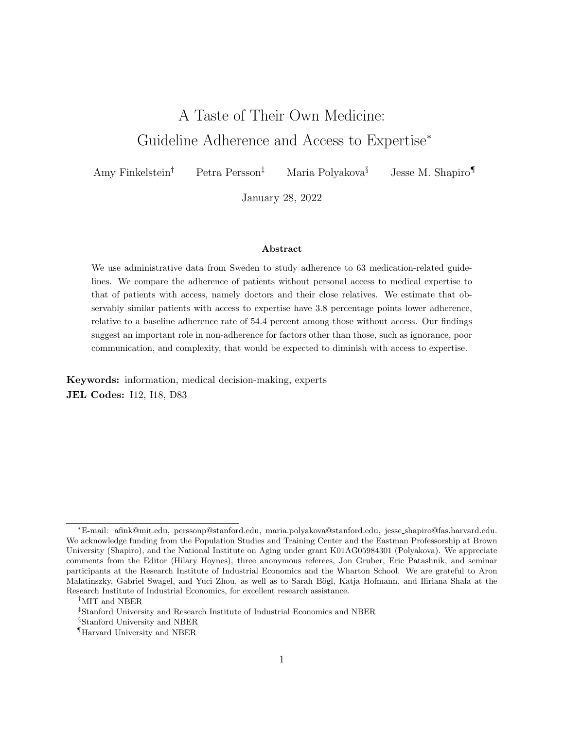# A Taste of Their Own Medicine: Guideline Adherence and Access to Expertise*

Amy Finkelstein† Petra Persson‡ Maria Polyakova§ Jesse M. Shapiro¶

January 28, 2022

### Abstract

We use administrative data from Sweden to study adherence to 63 medication-related guidelines. We compare the adherence of patients without personal access to medical expertise to that of patients with access, namely doctors and their close relatives. We estimate that observably similar patients with access to expertise have 3.8 percentage points lower adherence, relative to a baseline adherence rate of 54.4 percent among those without access. Our findings suggest an important role in non-adherence for factors other than those, such as ignorance, poor communication, and complexity, that would be expected to diminish with access to expertise.

**Keywords:** information, medical decision-making, experts

**JEL Codes:** I12, I18, D83

---

*E-mail: afink@mit.edu, perssonp@stanford.edu, maria.polyakova@stanford.edu, jesse_shapiro@fas.harvard.edu. We acknowledge funding from the Population Studies and Training Center and the Eastman Professorship at Brown University (Shapiro), and the National Institute on Aging under grant K01AG05984301 (Polyakova). We appreciate comments from the Editor (Hilary Hoynes), three anonymous referees, Jon Gruber, Eric Patashnik, and seminar participants at the Research Institute of Industrial Economics and the Wharton School. We are grateful to Aron Malatinszky, Gabriel Swagel, and Yuci Zhou, as well as to Sarah Bögl, Katja Hofmann, and Iliriana Shala at the Research Institute of Industrial Economics, for excellent research assistance.

†MIT and NBER

‡Stanford University and Research Institute of Industrial Economics and NBER

§Stanford University and NBER

¶Harvard University and NBER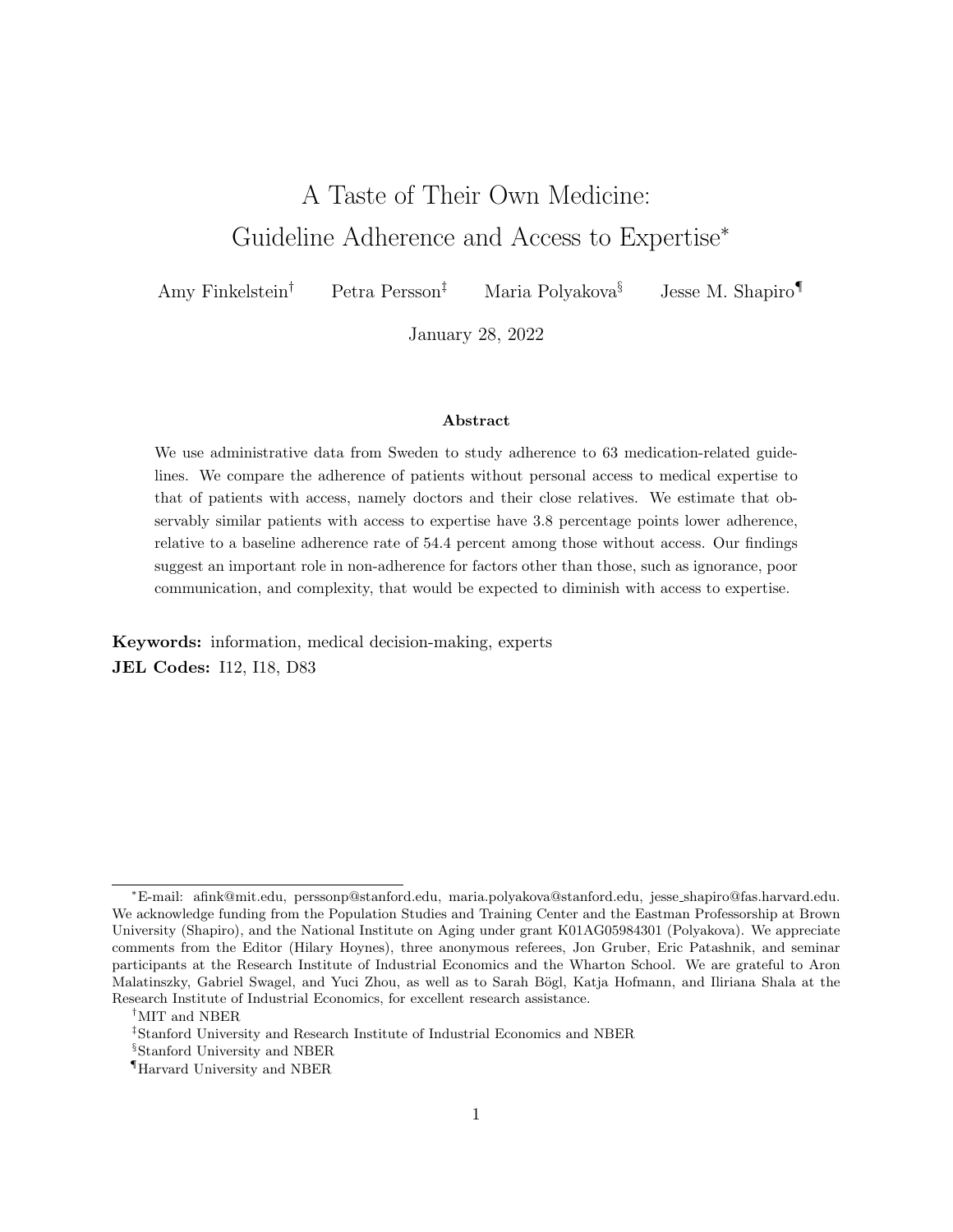# A Taste of Their Own Medicine: Guideline Adherence and Access to Expertise*

Amy Finkelstein[†] Petra Persson[‡] Maria Polyakova[§] Jesse M. Shapiro[¶]

January 28, 2022

**Abstract**

We use administrative data from Sweden to study adherence to 63 medication-related guidelines. We compare the adherence of patients without personal access to medical expertise to that of patients with access, namely doctors and their close relatives. We estimate that observably similar patients with access to expertise have 3.8 percentage points lower adherence, relative to a baseline adherence rate of 54.4 percent among those without access. Our findings suggest an important role in non-adherence for factors other than those, such as ignorance, poor communication, and complexity, that would be expected to diminish with access to expertise.

**Keywords:** information, medical decision-making, experts
**JEL Codes:** I12, I18, D83

---

*E-mail: afink@mit.edu, perssonp@stanford.edu, maria.polyakova@stanford.edu, jesse_shapiro@fas.harvard.edu. We acknowledge funding from the Population Studies and Training Center and the Eastman Professorship at Brown University (Shapiro), and the National Institute on Aging under grant K01AG05984301 (Polyakova). We appreciate comments from the Editor (Hilary Hoynes), three anonymous referees, Jon Gruber, Eric Patashnik, and seminar participants at the Research Institute of Industrial Economics and the Wharton School. We are grateful to Aron Malatinszky, Gabriel Swagel, and Yuci Zhou, as well as to Sarah Bögl, Katja Hofmann, and Iliriana Shala at the Research Institute of Industrial Economics, for excellent research assistance.

[†]MIT and NBER

[‡]Stanford University and Research Institute of Industrial Economics and NBER

[§]Stanford University and NBER

[¶]Harvard University and NBER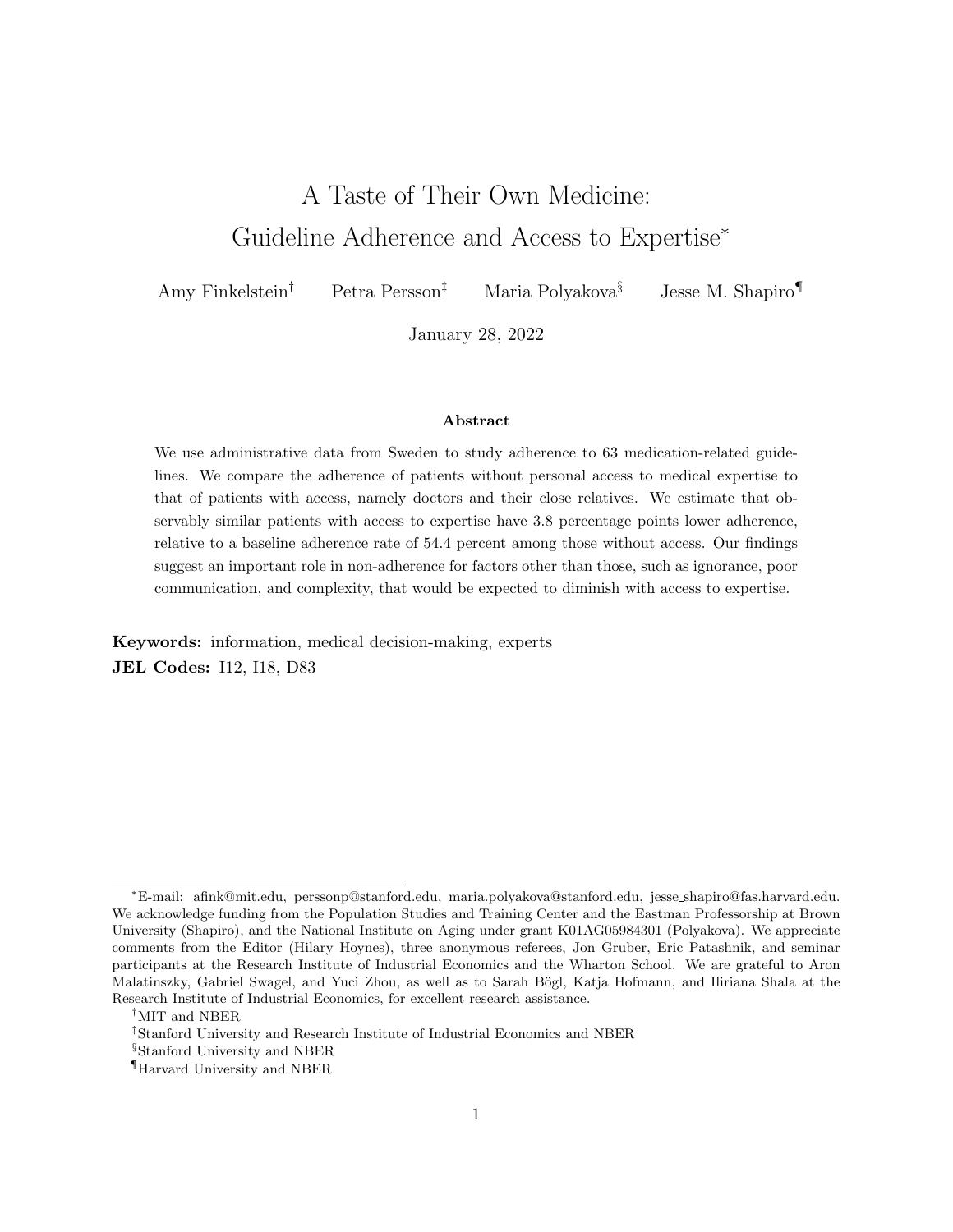# A Taste of Their Own Medicine: Guideline Adherence and Access to Expertise*

Amy Finkelstein[†] Petra Persson[‡] Maria Polyakova[§] Jesse M. Shapiro[¶]

January 28, 2022

**Abstract**

We use administrative data from Sweden to study adherence to 63 medication-related guidelines. We compare the adherence of patients without personal access to medical expertise to that of patients with access, namely doctors and their close relatives. We estimate that observably similar patients with access to expertise have 3.8 percentage points lower adherence, relative to a baseline adherence rate of 54.4 percent among those without access. Our findings suggest an important role in non-adherence for factors other than those, such as ignorance, poor communication, and complexity, that would be expected to diminish with access to expertise.

**Keywords:** information, medical decision-making, experts

**JEL Codes:** I12, I18, D83

---

*E-mail: afink@mit.edu, perssonp@stanford.edu, maria.polyakova@stanford.edu, jesse_shapiro@fas.harvard.edu. We acknowledge funding from the Population Studies and Training Center and the Eastman Professorship at Brown University (Shapiro), and the National Institute on Aging under grant K01AG05984301 (Polyakova). We appreciate comments from the Editor (Hilary Hoynes), three anonymous referees, Jon Gruber, Eric Patashnik, and seminar participants at the Research Institute of Industrial Economics and the Wharton School. We are grateful to Aron Malatinszky, Gabriel Swagel, and Yuci Zhou, as well as to Sarah Bögl, Katja Hofmann, and Iliriana Shala at the Research Institute of Industrial Economics, for excellent research assistance.

[†]MIT and NBER

[‡]Stanford University and Research Institute of Industrial Economics and NBER

[§]Stanford University and NBER

[¶]Harvard University and NBER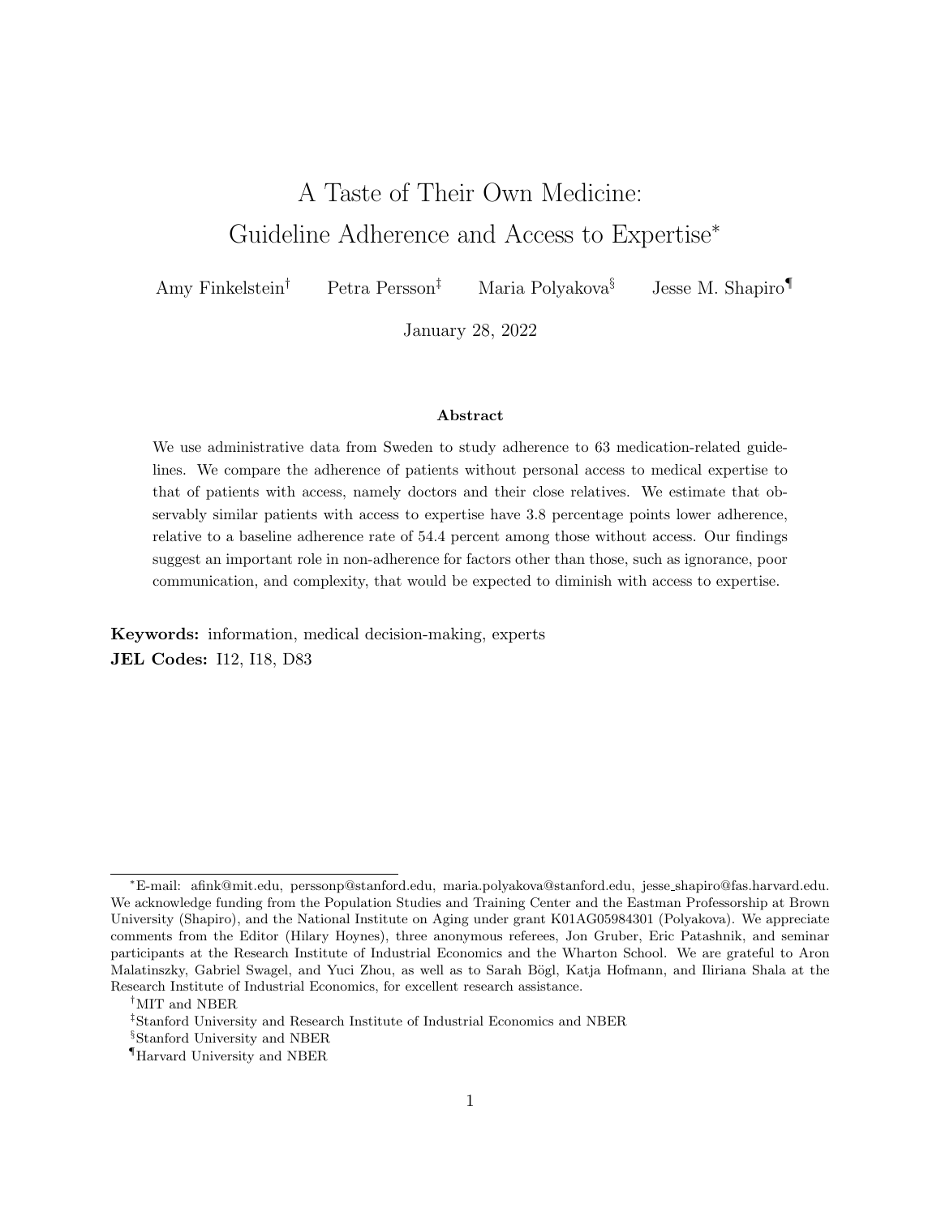# A Taste of Their Own Medicine: Guideline Adherence and Access to Expertise*

Amy Finkelstein† Petra Persson‡ Maria Polyakova§ Jesse M. Shapiro¶

January 28, 2022

**Abstract**

We use administrative data from Sweden to study adherence to 63 medication-related guidelines. We compare the adherence of patients without personal access to medical expertise to that of patients with access, namely doctors and their close relatives. We estimate that observably similar patients with access to expertise have 3.8 percentage points lower adherence, relative to a baseline adherence rate of 54.4 percent among those without access. Our findings suggest an important role in non-adherence for factors other than those, such as ignorance, poor communication, and complexity, that would be expected to diminish with access to expertise.

**Keywords:** information, medical decision-making, experts

**JEL Codes:** I12, I18, D83

---

*E-mail: afink@mit.edu, perssonp@stanford.edu, maria.polyakova@stanford.edu, jesse_shapiro@fas.harvard.edu. We acknowledge funding from the Population Studies and Training Center and the Eastman Professorship at Brown University (Shapiro), and the National Institute on Aging under grant K01AG05984301 (Polyakova). We appreciate comments from the Editor (Hilary Hoynes), three anonymous referees, Jon Gruber, Eric Patashnik, and seminar participants at the Research Institute of Industrial Economics and the Wharton School. We are grateful to Aron Malatinszky, Gabriel Swagel, and Yuci Zhou, as well as to Sarah Bögl, Katja Hofmann, and Iliriana Shala at the Research Institute of Industrial Economics, for excellent research assistance.

†MIT and NBER

‡Stanford University and Research Institute of Industrial Economics and NBER

§Stanford University and NBER

¶Harvard University and NBER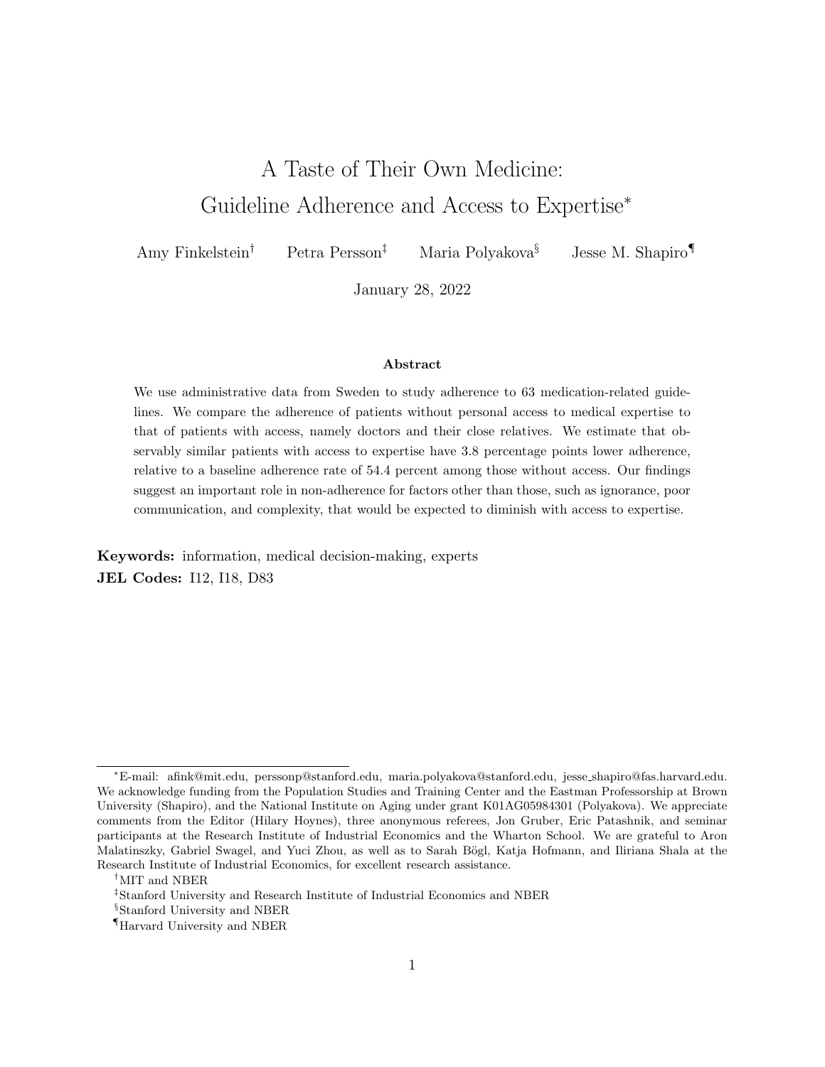# A Taste of Their Own Medicine: Guideline Adherence and Access to Expertise*

Amy Finkelstein[†] Petra Persson[‡] Maria Polyakova[§] Jesse M. Shapiro[¶]

January 28, 2022

### Abstract

We use administrative data from Sweden to study adherence to 63 medication-related guidelines. We compare the adherence of patients without personal access to medical expertise to that of patients with access, namely doctors and their close relatives. We estimate that observably similar patients with access to expertise have 3.8 percentage points lower adherence, relative to a baseline adherence rate of 54.4 percent among those without access. Our findings suggest an important role in non-adherence for factors other than those, such as ignorance, poor communication, and complexity, that would be expected to diminish with access to expertise.

**Keywords:** information, medical decision-making, experts

**JEL Codes:** I12, I18, D83

---

*E-mail: afink@mit.edu, perssonp@stanford.edu, maria.polyakova@stanford.edu, jesse_shapiro@fas.harvard.edu. We acknowledge funding from the Population Studies and Training Center and the Eastman Professorship at Brown University (Shapiro), and the National Institute on Aging under grant K01AG05984301 (Polyakova). We appreciate comments from the Editor (Hilary Hoynes), three anonymous referees, Jon Gruber, Eric Patashnik, and seminar participants at the Research Institute of Industrial Economics and the Wharton School. We are grateful to Aron Malatinszky, Gabriel Swagel, and Yuci Zhou, as well as to Sarah Bögl, Katja Hofmann, and Iliriana Shala at the Research Institute of Industrial Economics, for excellent research assistance.

[†]MIT and NBER

[‡]Stanford University and Research Institute of Industrial Economics and NBER

[§]Stanford University and NBER

[¶]Harvard University and NBER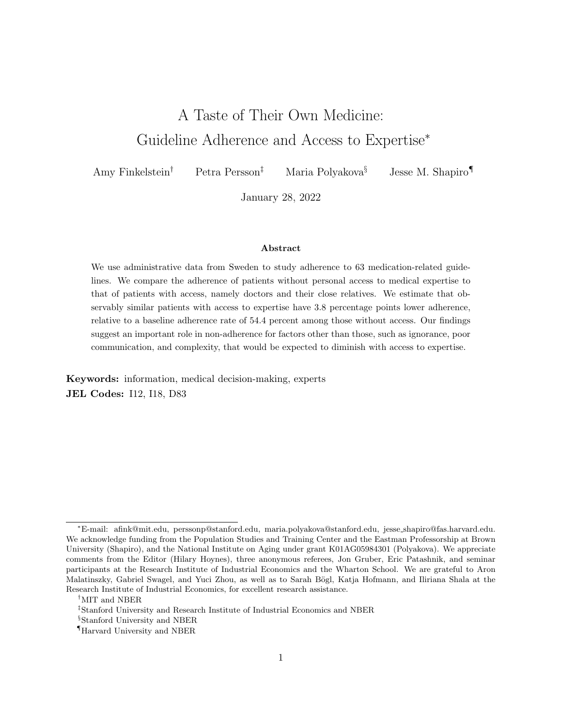# A Taste of Their Own Medicine: Guideline Adherence and Access to Expertise*

Amy Finkelstein[†] Petra Persson[‡] Maria Polyakova[§] Jesse M. Shapiro[¶]

January 28, 2022

**Abstract**

We use administrative data from Sweden to study adherence to 63 medication-related guidelines. We compare the adherence of patients without personal access to medical expertise to that of patients with access, namely doctors and their close relatives. We estimate that observably similar patients with access to expertise have 3.8 percentage points lower adherence, relative to a baseline adherence rate of 54.4 percent among those without access. Our findings suggest an important role in non-adherence for factors other than those, such as ignorance, poor communication, and complexity, that would be expected to diminish with access to expertise.

**Keywords:** information, medical decision-making, experts

**JEL Codes:** I12, I18, D83

---

*E-mail: afink@mit.edu, perssonp@stanford.edu, maria.polyakova@stanford.edu, jesse_shapiro@fas.harvard.edu. We acknowledge funding from the Population Studies and Training Center and the Eastman Professorship at Brown University (Shapiro), and the National Institute on Aging under grant K01AG05984301 (Polyakova). We appreciate comments from the Editor (Hilary Hoynes), three anonymous referees, Jon Gruber, Eric Patashnik, and seminar participants at the Research Institute of Industrial Economics and the Wharton School. We are grateful to Aron Malatinszky, Gabriel Swagel, and Yuci Zhou, as well as to Sarah Bögl, Katja Hofmann, and Iliriana Shala at the Research Institute of Industrial Economics, for excellent research assistance.

[†]MIT and NBER

[‡]Stanford University and Research Institute of Industrial Economics and NBER

[§]Stanford University and NBER

[¶]Harvard University and NBER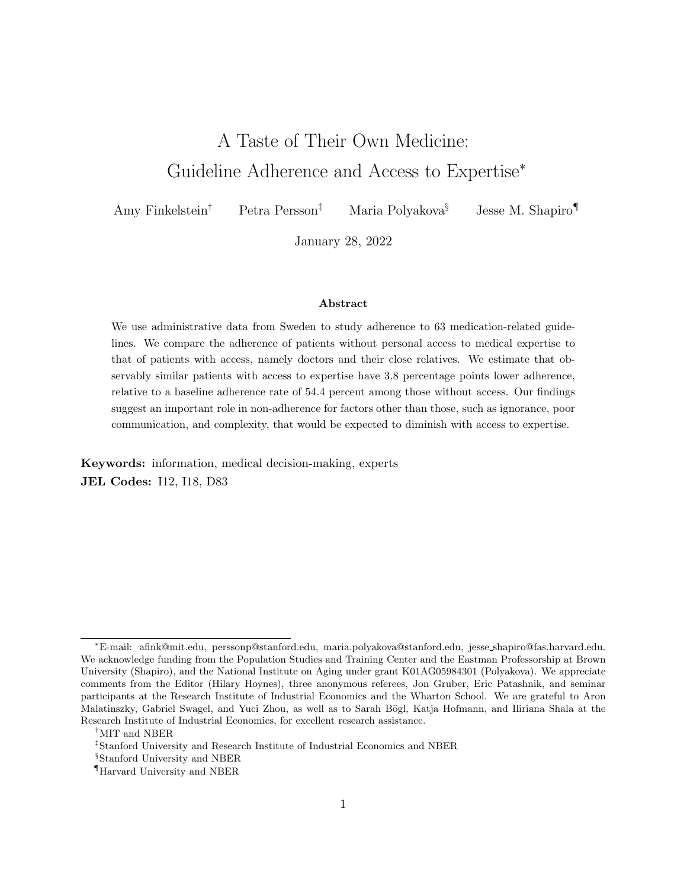# A Taste of Their Own Medicine: Guideline Adherence and Access to Expertise*

Amy Finkelstein[†] Petra Persson[‡] Maria Polyakova[§] Jesse M. Shapiro[¶]

January 28, 2022

**Abstract**

We use administrative data from Sweden to study adherence to 63 medication-related guidelines. We compare the adherence of patients without personal access to medical expertise to that of patients with access, namely doctors and their close relatives. We estimate that observably similar patients with access to expertise have 3.8 percentage points lower adherence, relative to a baseline adherence rate of 54.4 percent among those without access. Our findings suggest an important role in non-adherence for factors other than those, such as ignorance, poor communication, and complexity, that would be expected to diminish with access to expertise.

**Keywords:** information, medical decision-making, experts

**JEL Codes:** I12, I18, D83

---

[*]E-mail: afink@mit.edu, perssonp@stanford.edu, maria.polyakova@stanford.edu, jesse_shapiro@fas.harvard.edu. We acknowledge funding from the Population Studies and Training Center and the Eastman Professorship at Brown University (Shapiro), and the National Institute on Aging under grant K01AG05984301 (Polyakova). We appreciate comments from the Editor (Hilary Hoynes), three anonymous referees, Jon Gruber, Eric Patashnik, and seminar participants at the Research Institute of Industrial Economics and the Wharton School. We are grateful to Aron Malatinszky, Gabriel Swagel, and Yuci Zhou, as well as to Sarah Bögl, Katja Hofmann, and Iliriana Shala at the Research Institute of Industrial Economics, for excellent research assistance.

[†]MIT and NBER

[‡]Stanford University and Research Institute of Industrial Economics and NBER

[§]Stanford University and NBER

[¶]Harvard University and NBER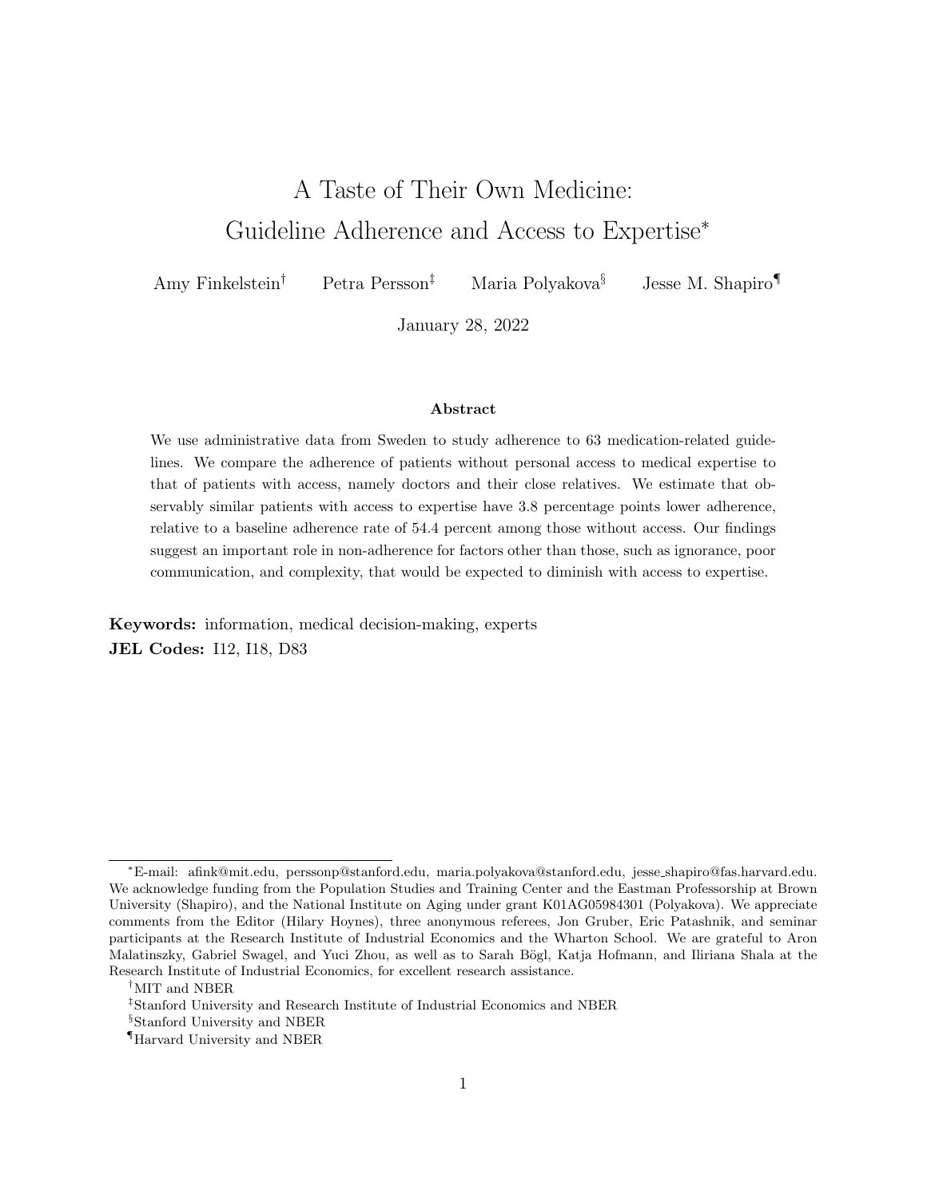# A Taste of Their Own Medicine:  
Guideline Adherence and Access to Expertise*

Amy Finkelstein[†] Petra Persson[‡] Maria Polyakova[§] Jesse M. Shapiro[¶]

January 28, 2022

**Abstract**

We use administrative data from Sweden to study adherence to 63 medication-related guidelines. We compare the adherence of patients without personal access to medical expertise to that of patients with access, namely doctors and their close relatives. We estimate that observably similar patients with access to expertise have 3.8 percentage points lower adherence, relative to a baseline adherence rate of 54.4 percent among those without access. Our findings suggest an important role in non-adherence for factors other than those, such as ignorance, poor communication, and complexity, that would be expected to diminish with access to expertise.

**Keywords:** information, medical decision-making, experts  
**JEL Codes:** I12, I18, D83

---

*E-mail: afink@mit.edu, perssonp@stanford.edu, maria.polyakova@stanford.edu, jesse_shapiro@fas.harvard.edu. We acknowledge funding from the Population Studies and Training Center and the Eastman Professorship at Brown University (Shapiro), and the National Institute on Aging under grant K01AG05984301 (Polyakova). We appreciate comments from the Editor (Hilary Hoynes), three anonymous referees, Jon Gruber, Eric Patashnik, and seminar participants at the Research Institute of Industrial Economics and the Wharton School. We are grateful to Aron Malatinszky, Gabriel Swagel, and Yuci Zhou, as well as to Sarah Bögl, Katja Hofmann, and Iliriana Shala at the Research Institute of Industrial Economics, for excellent research assistance.

[†]MIT and NBER

[‡]Stanford University and Research Institute of Industrial Economics and NBER

[§]Stanford University and NBER

[¶]Harvard University and NBER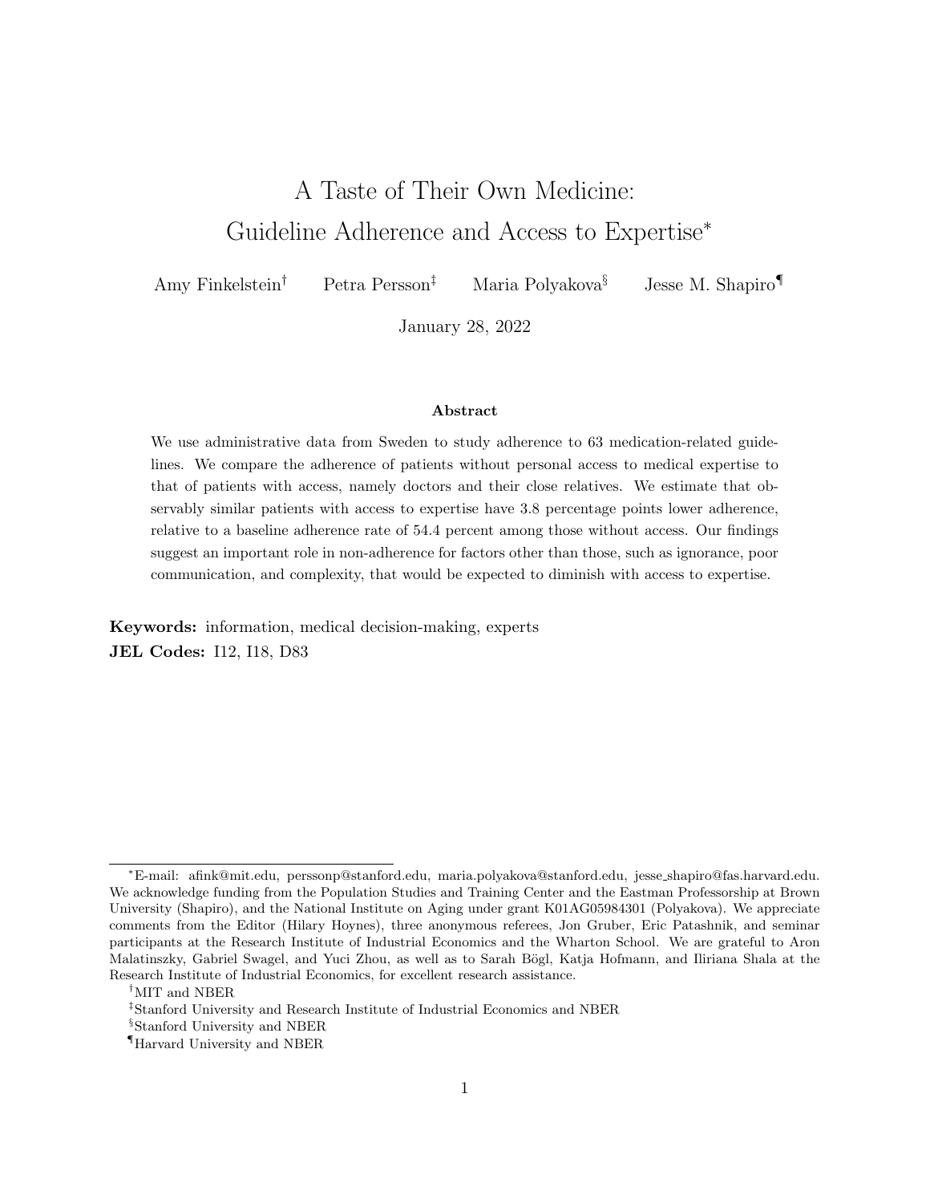# A Taste of Their Own Medicine: Guideline Adherence and Access to Expertise*

Amy Finkelstein[†] Petra Persson[‡] Maria Polyakova[§] Jesse M. Shapiro[¶]

January 28, 2022

### Abstract

We use administrative data from Sweden to study adherence to 63 medication-related guidelines. We compare the adherence of patients without personal access to medical expertise to that of patients with access, namely doctors and their close relatives. We estimate that observably similar patients with access to expertise have 3.8 percentage points lower adherence, relative to a baseline adherence rate of 54.4 percent among those without access. Our findings suggest an important role in non-adherence for factors other than those, such as ignorance, poor communication, and complexity, that would be expected to diminish with access to expertise.

**Keywords:** information, medical decision-making, experts
**JEL Codes:** I12, I18, D83

---

*E-mail: afink@mit.edu, perssonp@stanford.edu, maria.polyakova@stanford.edu, jesse_shapiro@fas.harvard.edu. We acknowledge funding from the Population Studies and Training Center and the Eastman Professorship at Brown University (Shapiro), and the National Institute on Aging under grant K01AG05984301 (Polyakova). We appreciate comments from the Editor (Hilary Hoynes), three anonymous referees, Jon Gruber, Eric Patashnik, and seminar participants at the Research Institute of Industrial Economics and the Wharton School. We are grateful to Aron Malatinszky, Gabriel Swagel, and Yuci Zhou, as well as to Sarah Bögl, Katja Hofmann, and Iliriana Shala at the Research Institute of Industrial Economics, for excellent research assistance.

[†]MIT and NBER

[‡]Stanford University and Research Institute of Industrial Economics and NBER

[§]Stanford University and NBER

[¶]Harvard University and NBER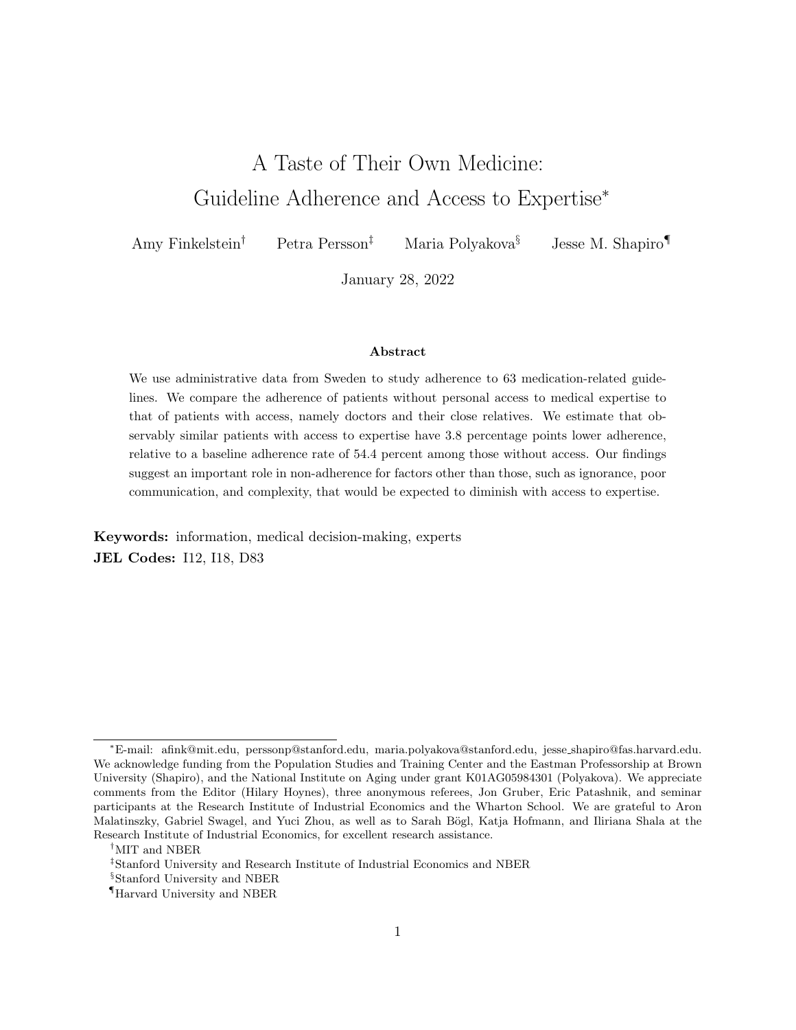# A Taste of Their Own Medicine: Guideline Adherence and Access to Expertise*

Amy Finkelstein[†] Petra Persson[‡] Maria Polyakova[§] Jesse M. Shapiro[¶]

January 28, 2022

### Abstract

We use administrative data from Sweden to study adherence to 63 medication-related guidelines. We compare the adherence of patients without personal access to medical expertise to that of patients with access, namely doctors and their close relatives. We estimate that observably similar patients with access to expertise have 3.8 percentage points lower adherence, relative to a baseline adherence rate of 54.4 percent among those without access. Our findings suggest an important role in non-adherence for factors other than those, such as ignorance, poor communication, and complexity, that would be expected to diminish with access to expertise.

**Keywords:** information, medical decision-making, experts

**JEL Codes:** I12, I18, D83

---

*E-mail: afink@mit.edu, perssonp@stanford.edu, maria.polyakova@stanford.edu, jesse_shapiro@fas.harvard.edu. We acknowledge funding from the Population Studies and Training Center and the Eastman Professorship at Brown University (Shapiro), and the National Institute on Aging under grant K01AG05984301 (Polyakova). We appreciate comments from the Editor (Hilary Hoynes), three anonymous referees, Jon Gruber, Eric Patashnik, and seminar participants at the Research Institute of Industrial Economics and the Wharton School. We are grateful to Aron Malatinszky, Gabriel Swagel, and Yuci Zhou, as well as to Sarah Bögl, Katja Hofmann, and Iliriana Shala at the Research Institute of Industrial Economics, for excellent research assistance.

[†]MIT and NBER

[‡]Stanford University and Research Institute of Industrial Economics and NBER

[§]Stanford University and NBER

[¶]Harvard University and NBER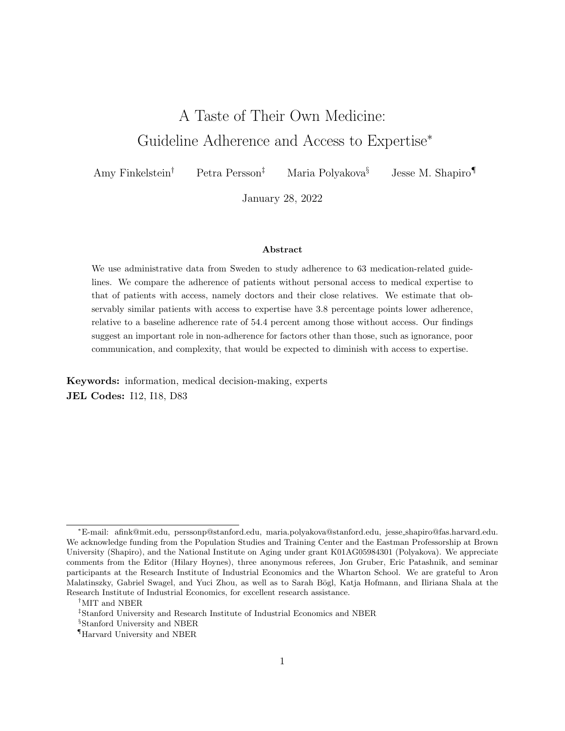# A Taste of Their Own Medicine: Guideline Adherence and Access to Expertise*

Amy Finkelstein[†] Petra Persson[‡] Maria Polyakova[§] Jesse M. Shapiro[¶]

January 28, 2022

**Abstract**

We use administrative data from Sweden to study adherence to 63 medication-related guidelines. We compare the adherence of patients without personal access to medical expertise to that of patients with access, namely doctors and their close relatives. We estimate that observably similar patients with access to expertise have 3.8 percentage points lower adherence, relative to a baseline adherence rate of 54.4 percent among those without access. Our findings suggest an important role in non-adherence for factors other than those, such as ignorance, poor communication, and complexity, that would be expected to diminish with access to expertise.

**Keywords:** information, medical decision-making, experts

**JEL Codes:** I12, I18, D83

---

*E-mail: afink@mit.edu, perssonp@stanford.edu, maria.polyakova@stanford.edu, jesse_shapiro@fas.harvard.edu. We acknowledge funding from the Population Studies and Training Center and the Eastman Professorship at Brown University (Shapiro), and the National Institute on Aging under grant K01AG05984301 (Polyakova). We appreciate comments from the Editor (Hilary Hoynes), three anonymous referees, Jon Gruber, Eric Patashnik, and seminar participants at the Research Institute of Industrial Economics and the Wharton School. We are grateful to Aron Malatinszky, Gabriel Swagel, and Yuci Zhou, as well as to Sarah Bögl, Katja Hofmann, and Iliriana Shala at the Research Institute of Industrial Economics, for excellent research assistance.

[†]MIT and NBER

[‡]Stanford University and Research Institute of Industrial Economics and NBER

[§]Stanford University and NBER

[¶]Harvard University and NBER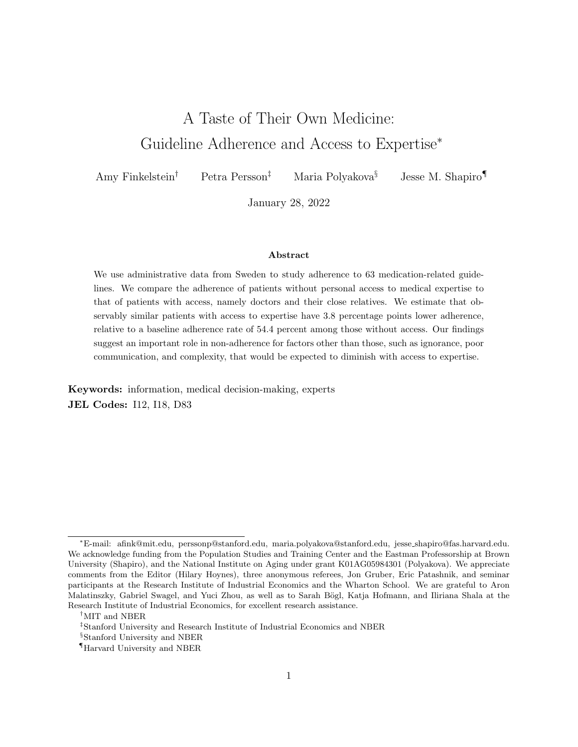# A Taste of Their Own Medicine: Guideline Adherence and Access to Expertise*

Amy Finkelstein[†] Petra Persson[‡] Maria Polyakova[§] Jesse M. Shapiro[¶]

January 28, 2022

**Abstract**

We use administrative data from Sweden to study adherence to 63 medication-related guidelines. We compare the adherence of patients without personal access to medical expertise to that of patients with access, namely doctors and their close relatives. We estimate that observably similar patients with access to expertise have 3.8 percentage points lower adherence, relative to a baseline adherence rate of 54.4 percent among those without access. Our findings suggest an important role in non-adherence for factors other than those, such as ignorance, poor communication, and complexity, that would be expected to diminish with access to expertise.

**Keywords:** information, medical decision-making, experts

**JEL Codes:** I12, I18, D83

*E-mail: afink@mit.edu, perssonp@stanford.edu, maria.polyakova@stanford.edu, jesse_shapiro@fas.harvard.edu. We acknowledge funding from the Population Studies and Training Center and the Eastman Professorship at Brown University (Shapiro), and the National Institute on Aging under grant K01AG05984301 (Polyakova). We appreciate comments from the Editor (Hilary Hoynes), three anonymous referees, Jon Gruber, Eric Patashnik, and seminar participants at the Research Institute of Industrial Economics and the Wharton School. We are grateful to Aron Malatinszky, Gabriel Swagel, and Yuci Zhou, as well as to Sarah Bögl, Katja Hofmann, and Iliriana Shala at the Research Institute of Industrial Economics, for excellent research assistance.

[†] MIT and NBER

[‡] Stanford University and Research Institute of Industrial Economics and NBER

[§] Stanford University and NBER

[¶] Harvard University and NBER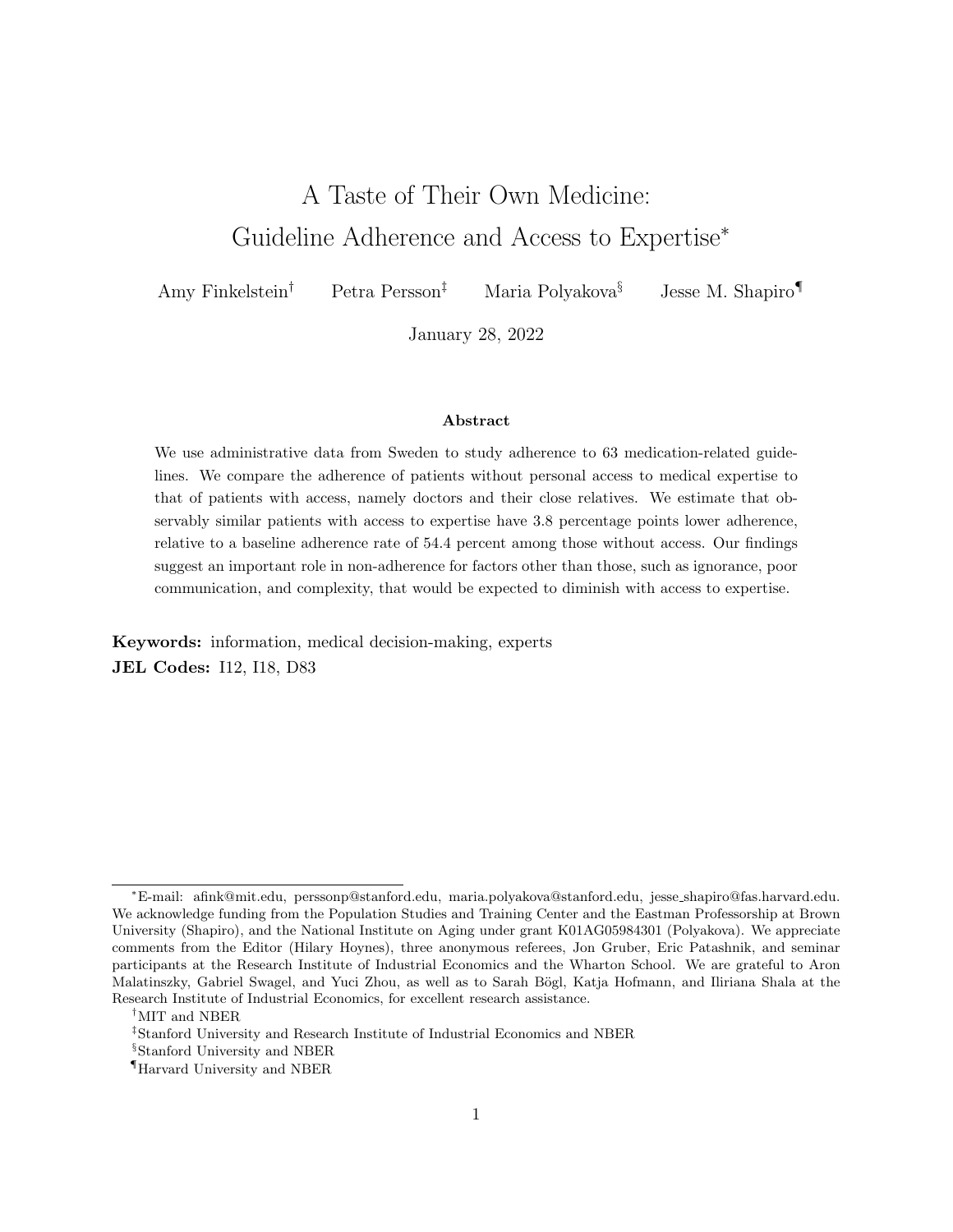# A Taste of Their Own Medicine: Guideline Adherence and Access to Expertise*

Amy Finkelstein[†] Petra Persson[‡] Maria Polyakova[§] Jesse M. Shapiro[¶]

January 28, 2022

**Abstract**

We use administrative data from Sweden to study adherence to 63 medication-related guidelines. We compare the adherence of patients without personal access to medical expertise to that of patients with access, namely doctors and their close relatives. We estimate that observably similar patients with access to expertise have 3.8 percentage points lower adherence, relative to a baseline adherence rate of 54.4 percent among those without access. Our findings suggest an important role in non-adherence for factors other than those, such as ignorance, poor communication, and complexity, that would be expected to diminish with access to expertise.

**Keywords:** information, medical decision-making, experts
**JEL Codes:** I12, I18, D83

---

*E-mail: afink@mit.edu, perssonp@stanford.edu, maria.polyakova@stanford.edu, jesse_shapiro@fas.harvard.edu. We acknowledge funding from the Population Studies and Training Center and the Eastman Professorship at Brown University (Shapiro), and the National Institute on Aging under grant K01AG05984301 (Polyakova). We appreciate comments from the Editor (Hilary Hoynes), three anonymous referees, Jon Gruber, Eric Patashnik, and seminar participants at the Research Institute of Industrial Economics and the Wharton School. We are grateful to Aron Malatinszky, Gabriel Swagel, and Yuci Zhou, as well as to Sarah Bögl, Katja Hofmann, and Iliriana Shala at the Research Institute of Industrial Economics, for excellent research assistance.

[†]MIT and NBER

[‡]Stanford University and Research Institute of Industrial Economics and NBER

[§]Stanford University and NBER

[¶]Harvard University and NBER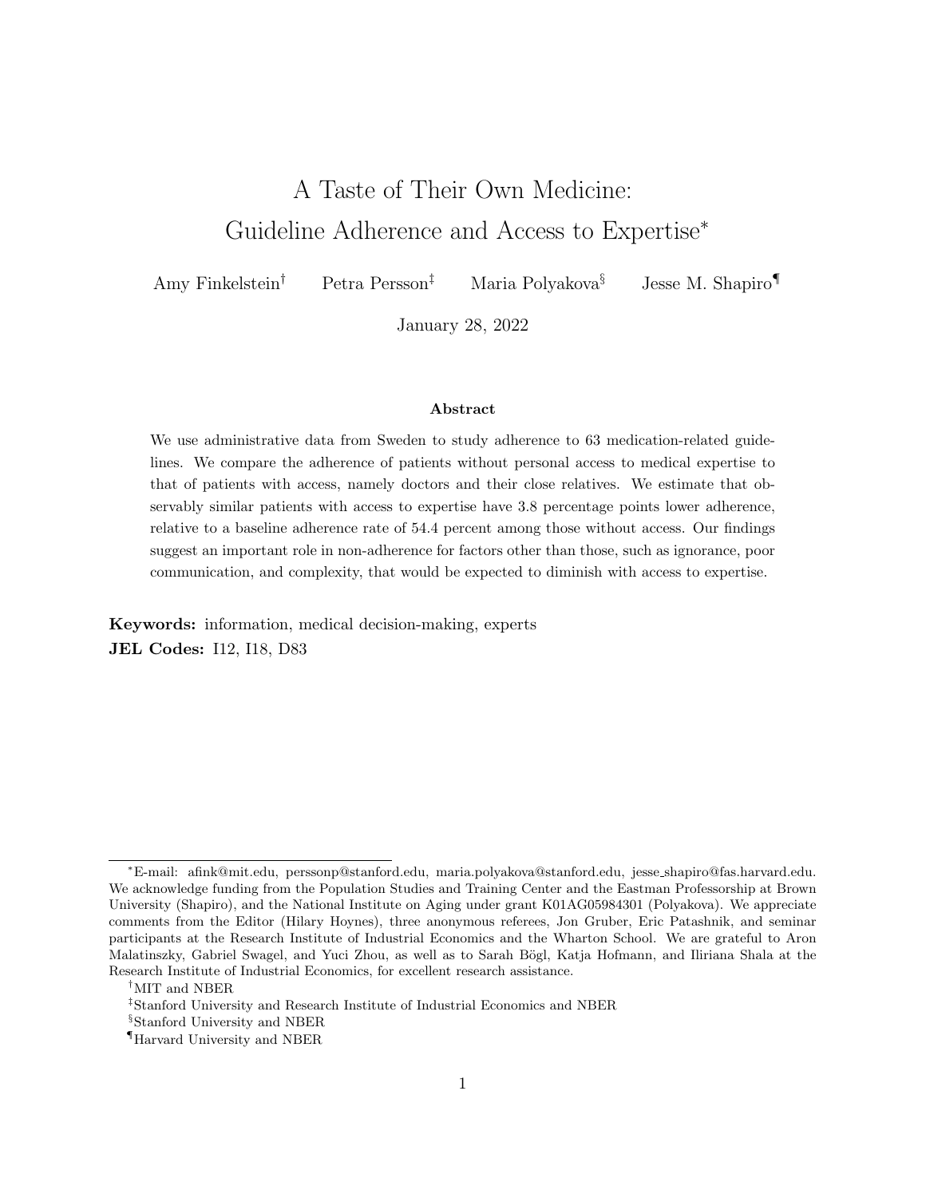# A Taste of Their Own Medicine: Guideline Adherence and Access to Expertise*

Amy Finkelstein[†] Petra Persson[‡] Maria Polyakova[§] Jesse M. Shapiro[¶]

January 28, 2022

**Abstract**

We use administrative data from Sweden to study adherence to 63 medication-related guidelines. We compare the adherence of patients without personal access to medical expertise to that of patients with access, namely doctors and their close relatives. We estimate that observably similar patients with access to expertise have 3.8 percentage points lower adherence, relative to a baseline adherence rate of 54.4 percent among those without access. Our findings suggest an important role in non-adherence for factors other than those, such as ignorance, poor communication, and complexity, that would be expected to diminish with access to expertise.

**Keywords:** information, medical decision-making, experts

**JEL Codes:** I12, I18, D83

---

*E-mail: afink@mit.edu, perssonp@stanford.edu, maria.polyakova@stanford.edu, jesse_shapiro@fas.harvard.edu. We acknowledge funding from the Population Studies and Training Center and the Eastman Professorship at Brown University (Shapiro), and the National Institute on Aging under grant K01AG05984301 (Polyakova). We appreciate comments from the Editor (Hilary Hoynes), three anonymous referees, Jon Gruber, Eric Patashnik, and seminar participants at the Research Institute of Industrial Economics and the Wharton School. We are grateful to Aron Malatinszky, Gabriel Swagel, and Yuci Zhou, as well as to Sarah Bögl, Katja Hofmann, and Iliriana Shala at the Research Institute of Industrial Economics, for excellent research assistance.

[†]MIT and NBER

[‡]Stanford University and Research Institute of Industrial Economics and NBER

[§]Stanford University and NBER

[¶]Harvard University and NBER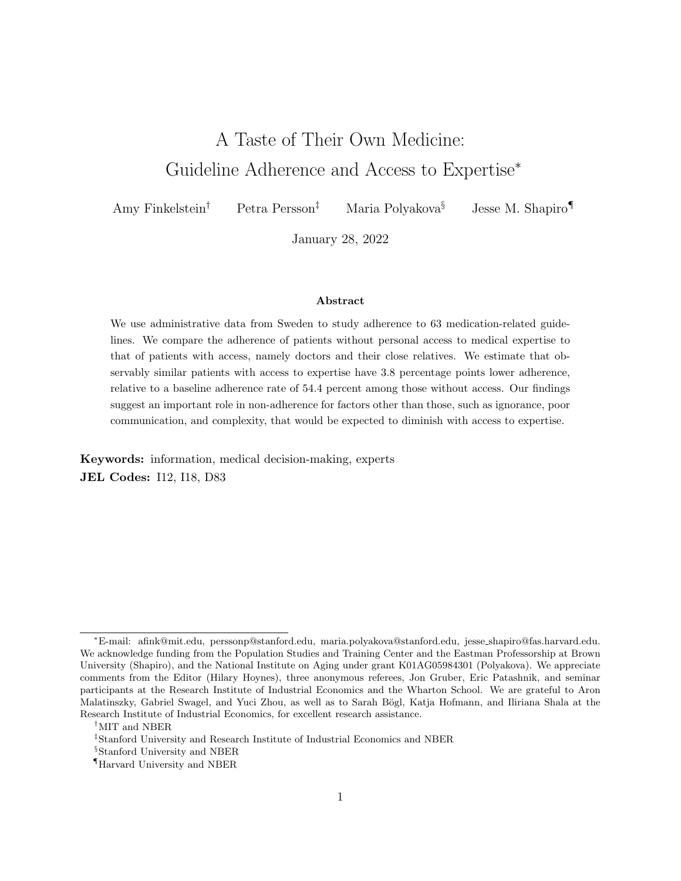# A Taste of Their Own Medicine: Guideline Adherence and Access to Expertise*

Amy Finkelstein† Petra Persson‡ Maria Polyakova§ Jesse M. Shapiro¶

January 28, 2022

### Abstract

We use administrative data from Sweden to study adherence to 63 medication-related guidelines. We compare the adherence of patients without personal access to medical expertise to that of patients with access, namely doctors and their close relatives. We estimate that observably similar patients with access to expertise have 3.8 percentage points lower adherence, relative to a baseline adherence rate of 54.4 percent among those without access. Our findings suggest an important role in non-adherence for factors other than those, such as ignorance, poor communication, and complexity, that would be expected to diminish with access to expertise.

**Keywords:** information, medical decision-making, experts

**JEL Codes:** I12, I18, D83

---

*E-mail: afink@mit.edu, perssonp@stanford.edu, maria.polyakova@stanford.edu, jesse_shapiro@fas.harvard.edu. We acknowledge funding from the Population Studies and Training Center and the Eastman Professorship at Brown University (Shapiro), and the National Institute on Aging under grant K01AG05984301 (Polyakova). We appreciate comments from the Editor (Hilary Hoynes), three anonymous referees, Jon Gruber, Eric Patashnik, and seminar participants at the Research Institute of Industrial Economics and the Wharton School. We are grateful to Aron Malatinszky, Gabriel Swagel, and Yuci Zhou, as well as to Sarah Bögl, Katja Hofmann, and Iliriana Shala at the Research Institute of Industrial Economics, for excellent research assistance.

†MIT and NBER

‡Stanford University and Research Institute of Industrial Economics and NBER

§Stanford University and NBER

¶Harvard University and NBER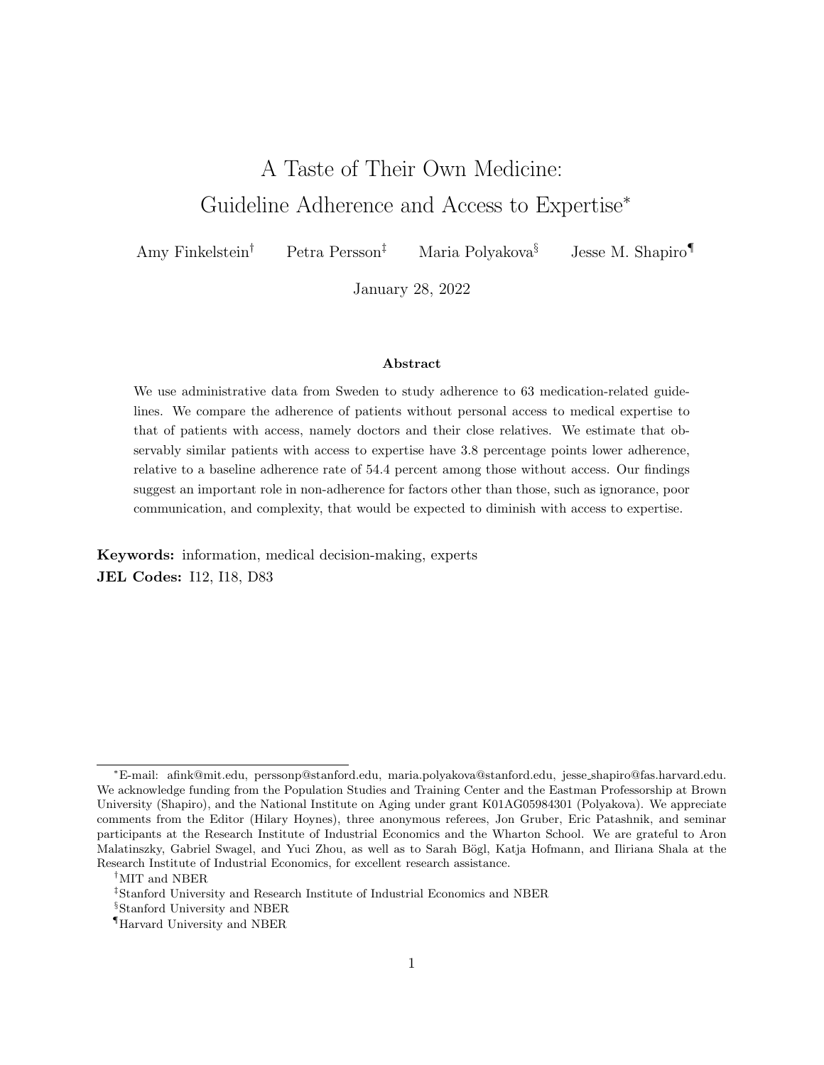# A Taste of Their Own Medicine:
# Guideline Adherence and Access to Expertise*

Amy Finkelstein[†] Petra Persson[‡] Maria Polyakova[§] Jesse M. Shapiro[¶]

January 28, 2022

### Abstract

We use administrative data from Sweden to study adherence to 63 medication-related guidelines. We compare the adherence of patients without personal access to medical expertise to that of patients with access, namely doctors and their close relatives. We estimate that observably similar patients with access to expertise have 3.8 percentage points lower adherence, relative to a baseline adherence rate of 54.4 percent among those without access. Our findings suggest an important role in non-adherence for factors other than those, such as ignorance, poor communication, and complexity, that would be expected to diminish with access to expertise.

**Keywords:** information, medical decision-making, experts

**JEL Codes:** I12, I18, D83

---

*E-mail: afink@mit.edu, perssonp@stanford.edu, maria.polyakova@stanford.edu, jesse_shapiro@fas.harvard.edu. We acknowledge funding from the Population Studies and Training Center and the Eastman Professorship at Brown University (Shapiro), and the National Institute on Aging under grant K01AG05984301 (Polyakova). We appreciate comments from the Editor (Hilary Hoynes), three anonymous referees, Jon Gruber, Eric Patashnik, and seminar participants at the Research Institute of Industrial Economics and the Wharton School. We are grateful to Aron Malatinszky, Gabriel Swagel, and Yuci Zhou, as well as to Sarah Bögl, Katja Hofmann, and Iliriana Shala at the Research Institute of Industrial Economics, for excellent research assistance.

[†]MIT and NBER

[‡]Stanford University and Research Institute of Industrial Economics and NBER

[§]Stanford University and NBER

[¶]Harvard University and NBER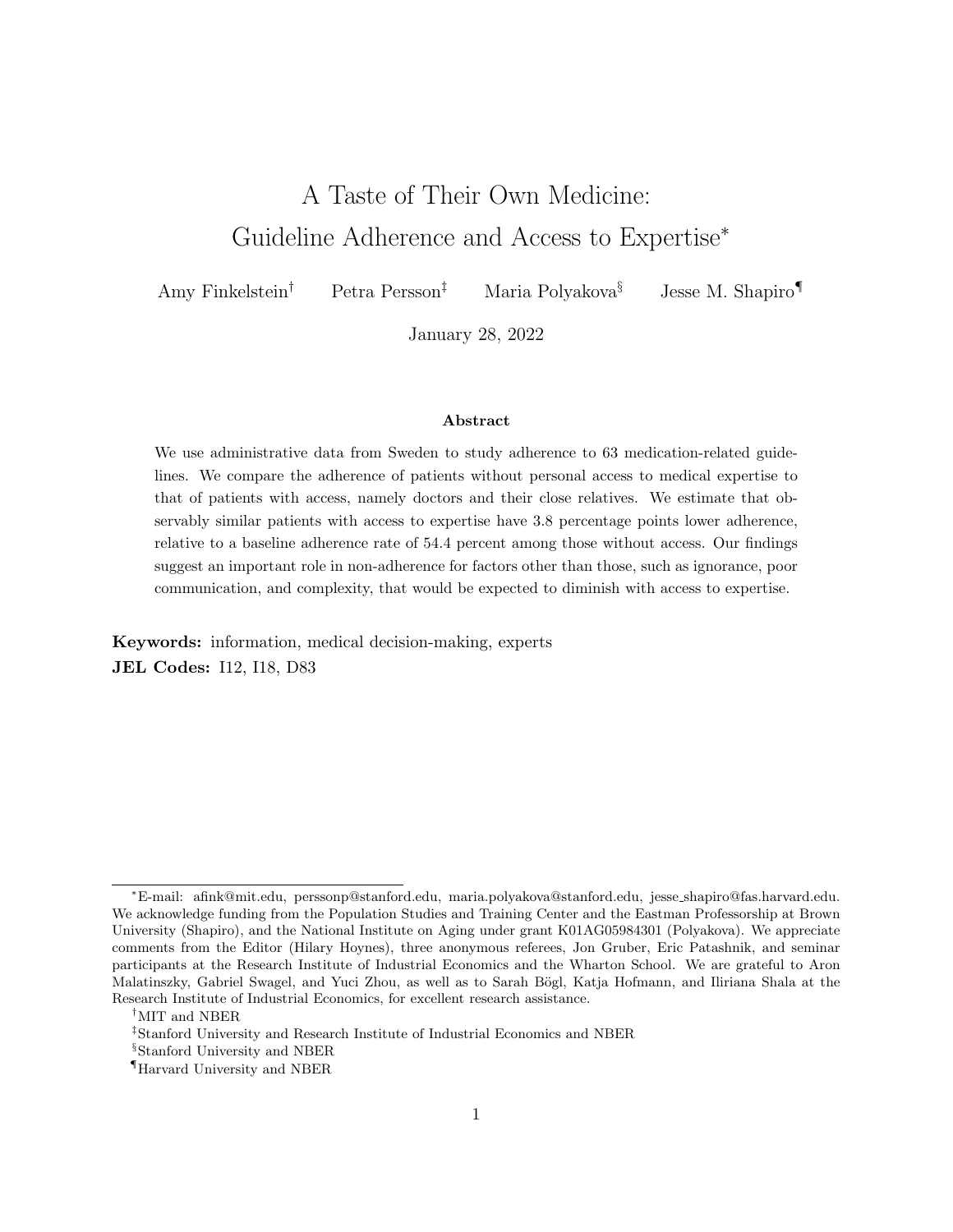# A Taste of Their Own Medicine: Guideline Adherence and Access to Expertise*

Amy Finkelstein[†] Petra Persson[‡] Maria Polyakova[§] Jesse M. Shapiro[¶]

January 28, 2022

### Abstract

We use administrative data from Sweden to study adherence to 63 medication-related guidelines. We compare the adherence of patients without personal access to medical expertise to that of patients with access, namely doctors and their close relatives. We estimate that observably similar patients with access to expertise have 3.8 percentage points lower adherence, relative to a baseline adherence rate of 54.4 percent among those without access. Our findings suggest an important role in non-adherence for factors other than those, such as ignorance, poor communication, and complexity, that would be expected to diminish with access to expertise.

**Keywords:** information, medical decision-making, experts

**JEL Codes:** I12, I18, D83

---

*E-mail: afink@mit.edu, perssonp@stanford.edu, maria.polyakova@stanford.edu, jesse_shapiro@fas.harvard.edu. We acknowledge funding from the Population Studies and Training Center and the Eastman Professorship at Brown University (Shapiro), and the National Institute on Aging under grant K01AG05984301 (Polyakova). We appreciate comments from the Editor (Hilary Hoynes), three anonymous referees, Jon Gruber, Eric Patashnik, and seminar participants at the Research Institute of Industrial Economics and the Wharton School. We are grateful to Aron Malatinszky, Gabriel Swagel, and Yuci Zhou, as well as to Sarah Bögl, Katja Hofmann, and Iliriana Shala at the Research Institute of Industrial Economics, for excellent research assistance.

[†]MIT and NBER

[‡]Stanford University and Research Institute of Industrial Economics and NBER

[§]Stanford University and NBER

[¶]Harvard University and NBER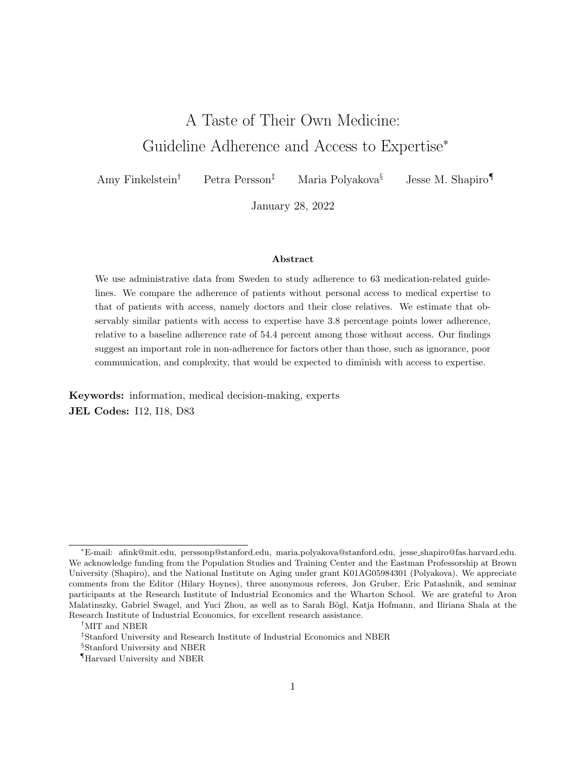# A Taste of Their Own Medicine: Guideline Adherence and Access to Expertise*

Amy Finkelstein[†] Petra Persson[‡] Maria Polyakova[§] Jesse M. Shapiro[¶]

January 28, 2022

### Abstract

We use administrative data from Sweden to study adherence to 63 medication-related guidelines. We compare the adherence of patients without personal access to medical expertise to that of patients with access, namely doctors and their close relatives. We estimate that observably similar patients with access to expertise have 3.8 percentage points lower adherence, relative to a baseline adherence rate of 54.4 percent among those without access. Our findings suggest an important role in non-adherence for factors other than those, such as ignorance, poor communication, and complexity, that would be expected to diminish with access to expertise.

**Keywords:** information, medical decision-making, experts

**JEL Codes:** I12, I18, D83

---

[*] E-mail: afink@mit.edu, perssonp@stanford.edu, maria.polyakova@stanford.edu, jesse_shapiro@fas.harvard.edu. We acknowledge funding from the Population Studies and Training Center and the Eastman Professorship at Brown University (Shapiro), and the National Institute on Aging under grant K01AG05984301 (Polyakova). We appreciate comments from the Editor (Hilary Hoynes), three anonymous referees, Jon Gruber, Eric Patashnik, and seminar participants at the Research Institute of Industrial Economics and the Wharton School. We are grateful to Aron Malatinszky, Gabriel Swagel, and Yuci Zhou, as well as to Sarah Bögl, Katja Hofmann, and Iliriana Shala at the Research Institute of Industrial Economics, for excellent research assistance.

[†] MIT and NBER

[‡] Stanford University and Research Institute of Industrial Economics and NBER

[§] Stanford University and NBER

[¶] Harvard University and NBER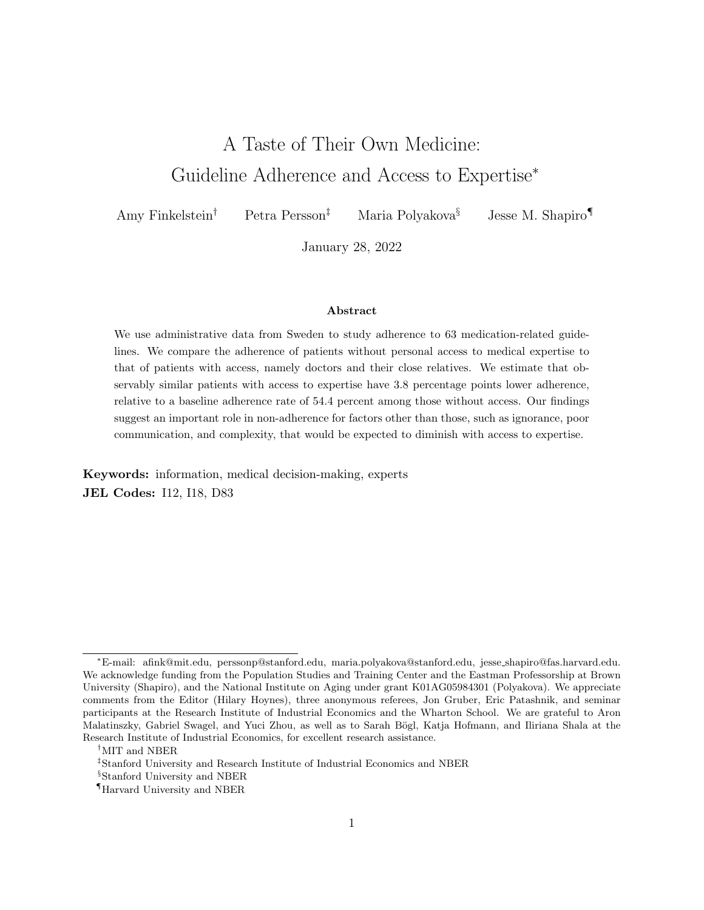# A Taste of Their Own Medicine: Guideline Adherence and Access to Expertise*

Amy Finkelstein[†] Petra Persson[‡] Maria Polyakova[§] Jesse M. Shapiro[¶]

January 28, 2022

**Abstract**

We use administrative data from Sweden to study adherence to 63 medication-related guidelines. We compare the adherence of patients without personal access to medical expertise to that of patients with access, namely doctors and their close relatives. We estimate that observably similar patients with access to expertise have 3.8 percentage points lower adherence, relative to a baseline adherence rate of 54.4 percent among those without access. Our findings suggest an important role in non-adherence for factors other than those, such as ignorance, poor communication, and complexity, that would be expected to diminish with access to expertise.

**Keywords:** information, medical decision-making, experts
**JEL Codes:** I12, I18, D83

---

*E-mail: afink@mit.edu, perssonp@stanford.edu, maria.polyakova@stanford.edu, jesse_shapiro@fas.harvard.edu. We acknowledge funding from the Population Studies and Training Center and the Eastman Professorship at Brown University (Shapiro), and the National Institute on Aging under grant K01AG05984301 (Polyakova). We appreciate comments from the Editor (Hilary Hoynes), three anonymous referees, Jon Gruber, Eric Patashnik, and seminar participants at the Research Institute of Industrial Economics and the Wharton School. We are grateful to Aron Malatinszky, Gabriel Swagel, and Yuci Zhou, as well as to Sarah Bögl, Katja Hofmann, and Iliriana Shala at the Research Institute of Industrial Economics, for excellent research assistance.

[†]MIT and NBER

[‡]Stanford University and Research Institute of Industrial Economics and NBER

[§]Stanford University and NBER

[¶]Harvard University and NBER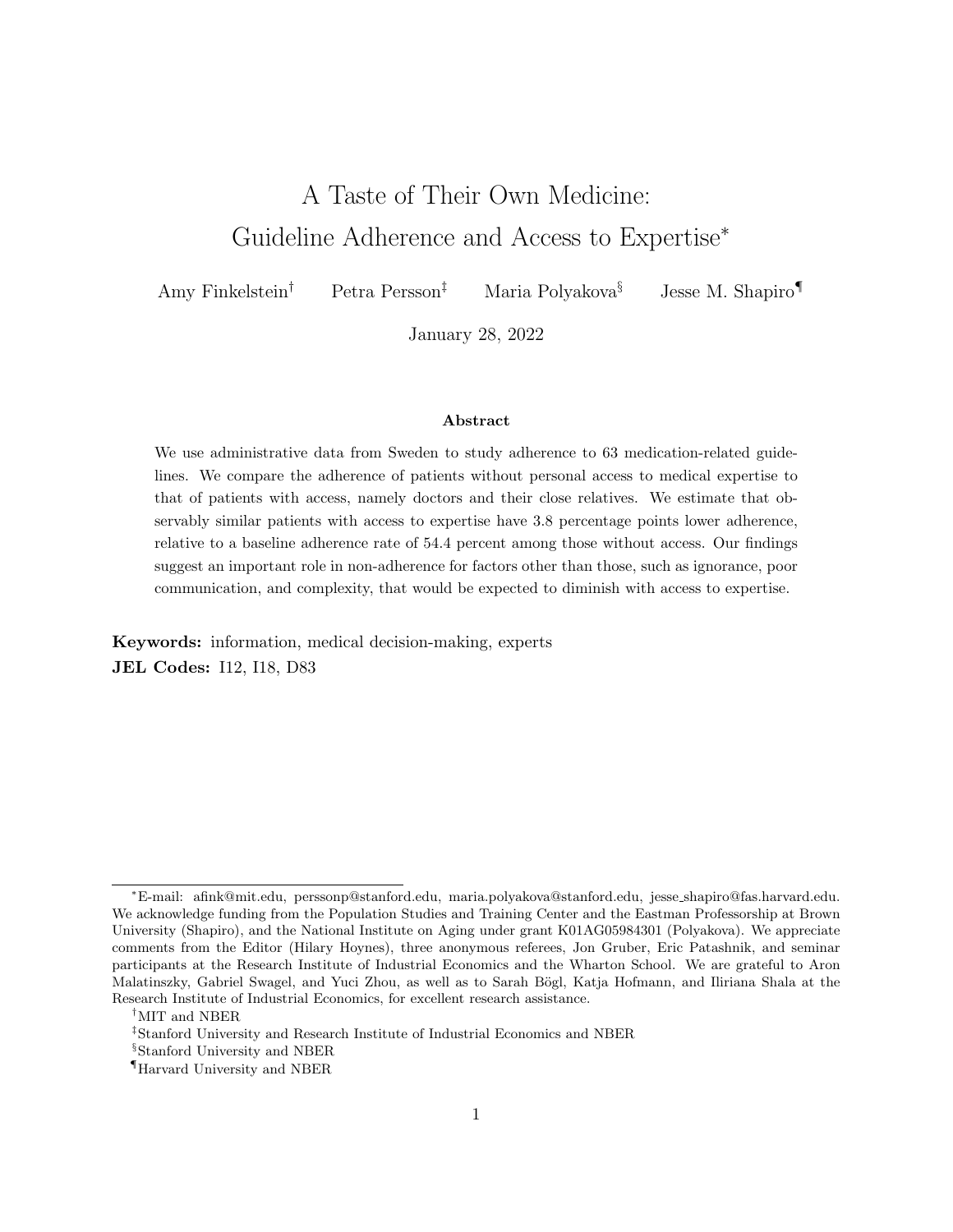# A Taste of Their Own Medicine: Guideline Adherence and Access to Expertise*

Amy Finkelstein† Petra Persson‡ Maria Polyakova§ Jesse M. Shapiro¶

January 28, 2022

### Abstract

We use administrative data from Sweden to study adherence to 63 medication-related guidelines. We compare the adherence of patients without personal access to medical expertise to that of patients with access, namely doctors and their close relatives. We estimate that observably similar patients with access to expertise have 3.8 percentage points lower adherence, relative to a baseline adherence rate of 54.4 percent among those without access. Our findings suggest an important role in non-adherence for factors other than those, such as ignorance, poor communication, and complexity, that would be expected to diminish with access to expertise.

**Keywords:** information, medical decision-making, experts

**JEL Codes:** I12, I18, D83

---

*E-mail: afink@mit.edu, perssonp@stanford.edu, maria.polyakova@stanford.edu, jesse_shapiro@fas.harvard.edu. We acknowledge funding from the Population Studies and Training Center and the Eastman Professorship at Brown University (Shapiro), and the National Institute on Aging under grant K01AG05984301 (Polyakova). We appreciate comments from the Editor (Hilary Hoynes), three anonymous referees, Jon Gruber, Eric Patashnik, and seminar participants at the Research Institute of Industrial Economics and the Wharton School. We are grateful to Aron Malatinszky, Gabriel Swagel, and Yuci Zhou, as well as to Sarah Bögl, Katja Hofmann, and Iliriana Shala at the Research Institute of Industrial Economics, for excellent research assistance.

†MIT and NBER

‡Stanford University and Research Institute of Industrial Economics and NBER

§Stanford University and NBER

¶Harvard University and NBER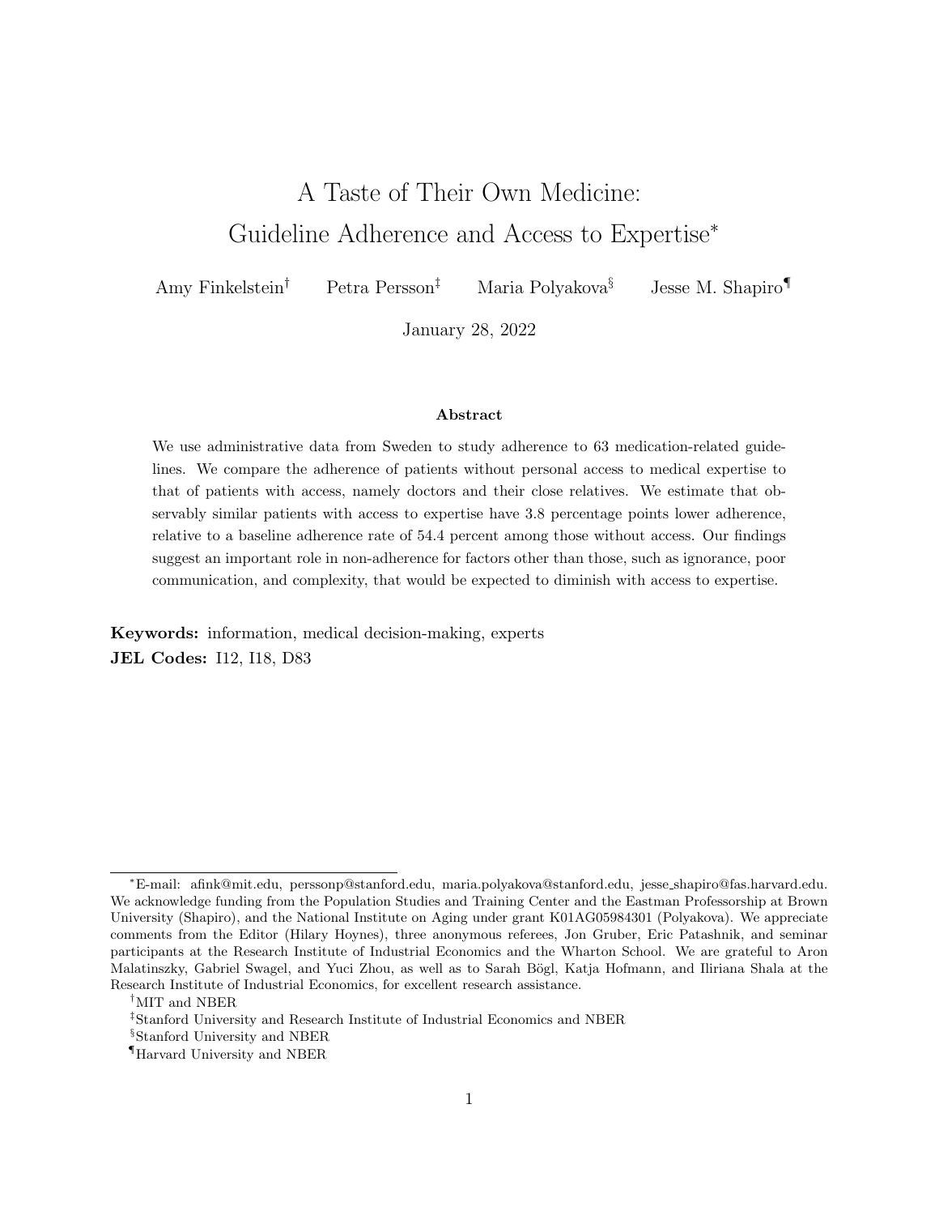# A Taste of Their Own Medicine: Guideline Adherence and Access to Expertise*

Amy Finkelstein[†] Petra Persson[‡] Maria Polyakova[§] Jesse M. Shapiro[¶]

January 28, 2022

### Abstract

We use administrative data from Sweden to study adherence to 63 medication-related guidelines. We compare the adherence of patients without personal access to medical expertise to that of patients with access, namely doctors and their close relatives. We estimate that observably similar patients with access to expertise have 3.8 percentage points lower adherence, relative to a baseline adherence rate of 54.4 percent among those without access. Our findings suggest an important role in non-adherence for factors other than those, such as ignorance, poor communication, and complexity, that would be expected to diminish with access to expertise.

**Keywords:** information, medical decision-making, experts
**JEL Codes:** I12, I18, D83

---

[*] E-mail: afink@mit.edu, perssonp@stanford.edu, maria.polyakova@stanford.edu, jesse_shapiro@fas.harvard.edu. We acknowledge funding from the Population Studies and Training Center and the Eastman Professorship at Brown University (Shapiro), and the National Institute on Aging under grant K01AG05984301 (Polyakova). We appreciate comments from the Editor (Hilary Hoynes), three anonymous referees, Jon Gruber, Eric Patashnik, and seminar participants at the Research Institute of Industrial Economics and the Wharton School. We are grateful to Aron Malatinszky, Gabriel Swagel, and Yuci Zhou, as well as to Sarah Bögl, Katja Hofmann, and Iliriana Shala at the Research Institute of Industrial Economics, for excellent research assistance.

[†] MIT and NBER

[‡] Stanford University and Research Institute of Industrial Economics and NBER

[§] Stanford University and NBER

[¶] Harvard University and NBER